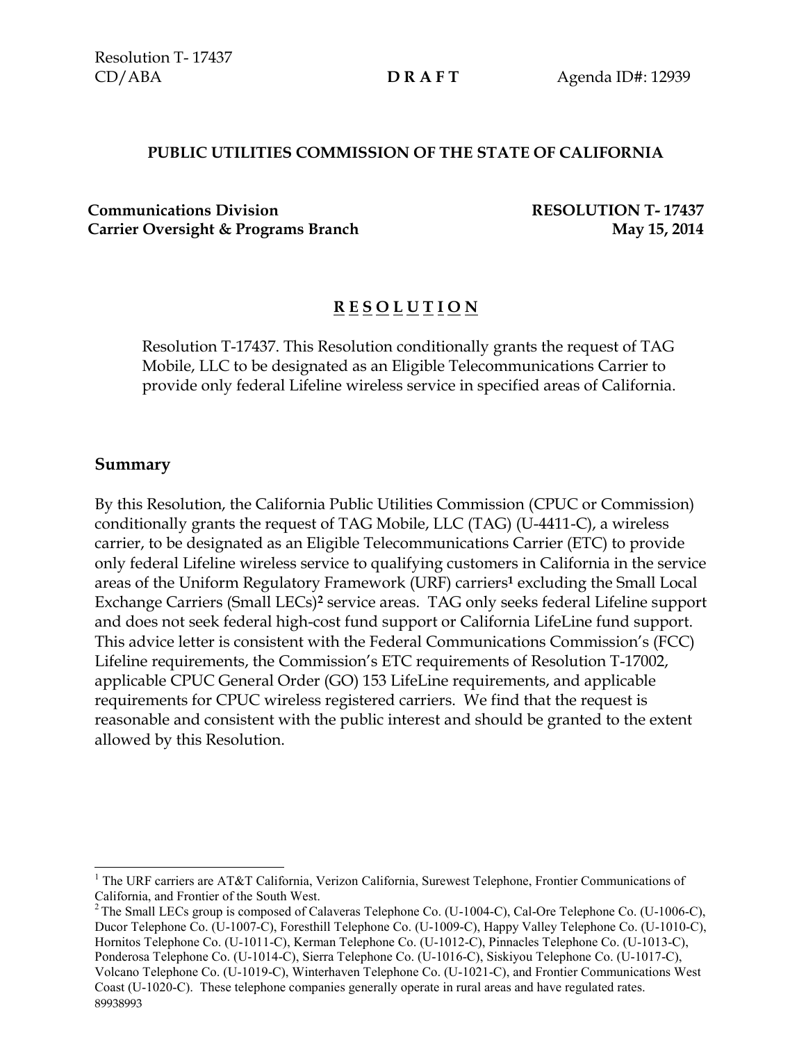Resolution T- 17437
CD/ABA **D R A F T** Agenda ID#: 12939

**PUBLIC UTILITIES COMMISSION OF THE STATE OF CALIFORNIA**

**Communications Division** **RESOLUTION T- 17437**
**Carrier Oversight & Programs Branch** **May 15, 2014**

# R E S O L U T I O N

Resolution T-17437. This Resolution conditionally grants the request of TAG Mobile, LLC to be designated as an Eligible Telecommunications Carrier to provide only federal Lifeline wireless service in specified areas of California.

## Summary

By this Resolution, the California Public Utilities Commission (CPUC or Commission) conditionally grants the request of TAG Mobile, LLC (TAG) (U-4411-C), a wireless carrier, to be designated as an Eligible Telecommunications Carrier (ETC) to provide only federal Lifeline wireless service to qualifying customers in California in the service areas of the Uniform Regulatory Framework (URF) carriers[1] excluding the Small Local Exchange Carriers (Small LECs)[2] service areas. TAG only seeks federal Lifeline support and does not seek federal high-cost fund support or California LifeLine fund support. This advice letter is consistent with the Federal Communications Commission's (FCC) Lifeline requirements, the Commission's ETC requirements of Resolution T-17002, applicable CPUC General Order (GO) 153 LifeLine requirements, and applicable requirements for CPUC wireless registered carriers. We find that the request is reasonable and consistent with the public interest and should be granted to the extent allowed by this Resolution.

---

[1] The URF carriers are AT&T California, Verizon California, Surewest Telephone, Frontier Communications of California, and Frontier of the South West.

[2] The Small LECs group is composed of Calaveras Telephone Co. (U-1004-C), Cal-Ore Telephone Co. (U-1006-C), Ducor Telephone Co. (U-1007-C), Foresthill Telephone Co. (U-1009-C), Happy Valley Telephone Co. (U-1010-C), Hornitos Telephone Co. (U-1011-C), Kerman Telephone Co. (U-1012-C), Pinnacles Telephone Co. (U-1013-C), Ponderosa Telephone Co. (U-1014-C), Sierra Telephone Co. (U-1016-C), Siskiyou Telephone Co. (U-1017-C), Volcano Telephone Co. (U-1019-C), Winterhaven Telephone Co. (U-1021-C), and Frontier Communications West Coast (U-1020-C). These telephone companies generally operate in rural areas and have regulated rates.

89938993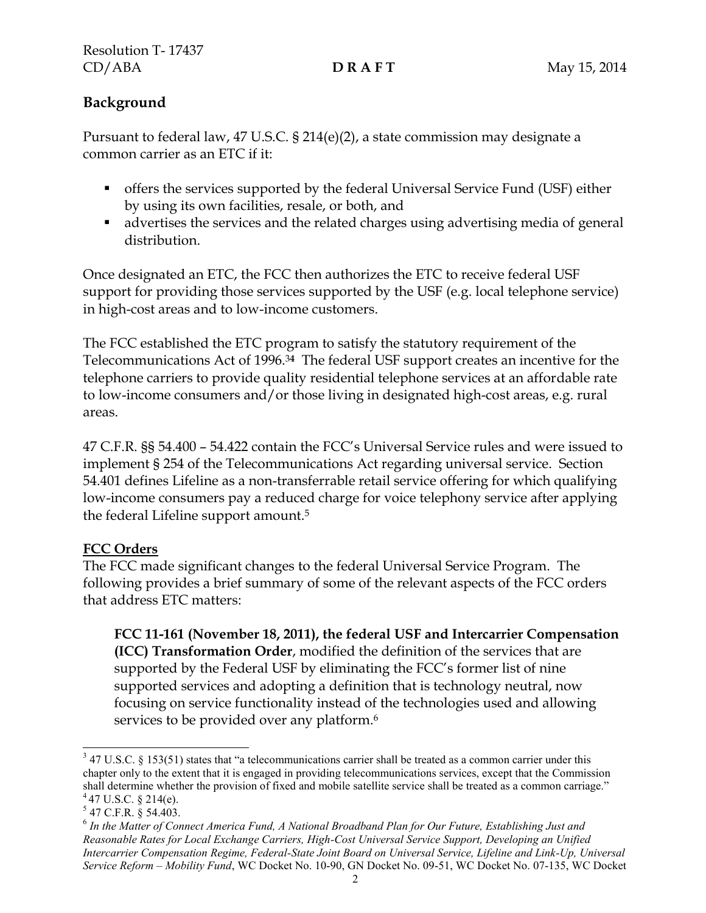## Background

Pursuant to federal law, 47 U.S.C. § 214(e)(2), a state commission may designate a common carrier as an ETC if it:

- offers the services supported by the federal Universal Service Fund (USF) either by using its own facilities, resale, or both, and
- advertises the services and the related charges using advertising media of general distribution.

Once designated an ETC, the FCC then authorizes the ETC to receive federal USF support for providing those services supported by the USF (e.g. local telephone service) in high-cost areas and to low-income customers.

The FCC established the ETC program to satisfy the statutory requirement of the Telecommunications Act of 1996.[3][4] The federal USF support creates an incentive for the telephone carriers to provide quality residential telephone services at an affordable rate to low-income consumers and/or those living in designated high-cost areas, e.g. rural areas.

47 C.F.R. §§ 54.400 – 54.422 contain the FCC's Universal Service rules and were issued to implement § 254 of the Telecommunications Act regarding universal service. Section 54.401 defines Lifeline as a non-transferrable retail service offering for which qualifying low-income consumers pay a reduced charge for voice telephony service after applying the federal Lifeline support amount.[5]

### FCC Orders

The FCC made significant changes to the federal Universal Service Program. The following provides a brief summary of some of the relevant aspects of the FCC orders that address ETC matters:

> **FCC 11-161 (November 18, 2011), the federal USF and Intercarrier Compensation (ICC) Transformation Order**, modified the definition of the services that are supported by the Federal USF by eliminating the FCC's former list of nine supported services and adopting a definition that is technology neutral, now focusing on service functionality instead of the technologies used and allowing services to be provided over any platform.[6]

---

[3] 47 U.S.C. § 153(51) states that "a telecommunications carrier shall be treated as a common carrier under this chapter only to the extent that it is engaged in providing telecommunications services, except that the Commission shall determine whether the provision of fixed and mobile satellite service shall be treated as a common carriage."

[4] 47 U.S.C. § 214(e).

[5] 47 C.F.R. § 54.403.

[6] *In the Matter of Connect America Fund, A National Broadband Plan for Our Future, Establishing Just and Reasonable Rates for Local Exchange Carriers, High-Cost Universal Service Support, Developing an Unified Intercarrier Compensation Regime, Federal-State Joint Board on Universal Service, Lifeline and Link-Up, Universal Service Reform – Mobility Fund*, WC Docket No. 10-90, GN Docket No. 09-51, WC Docket No. 07-135, WC Docket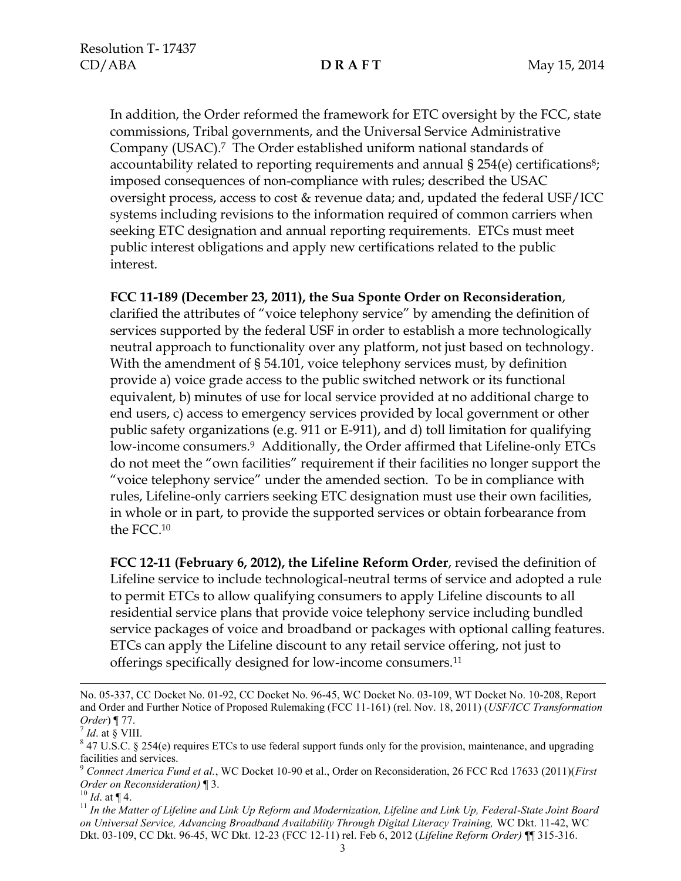In addition, the Order reformed the framework for ETC oversight by the FCC, state commissions, Tribal governments, and the Universal Service Administrative Company (USAC).[7] The Order established uniform national standards of accountability related to reporting requirements and annual § 254(e) certifications[8]; imposed consequences of non-compliance with rules; described the USAC oversight process, access to cost & revenue data; and, updated the federal USF/ICC systems including revisions to the information required of common carriers when seeking ETC designation and annual reporting requirements. ETCs must meet public interest obligations and apply new certifications related to the public interest.

**FCC 11-189 (December 23, 2011), the Sua Sponte Order on Reconsideration**, clarified the attributes of "voice telephony service" by amending the definition of services supported by the federal USF in order to establish a more technologically neutral approach to functionality over any platform, not just based on technology. With the amendment of § 54.101, voice telephony services must, by definition provide a) voice grade access to the public switched network or its functional equivalent, b) minutes of use for local service provided at no additional charge to end users, c) access to emergency services provided by local government or other public safety organizations (e.g. 911 or E-911), and d) toll limitation for qualifying low-income consumers.[9] Additionally, the Order affirmed that Lifeline-only ETCs do not meet the "own facilities" requirement if their facilities no longer support the "voice telephony service" under the amended section. To be in compliance with rules, Lifeline-only carriers seeking ETC designation must use their own facilities, in whole or in part, to provide the supported services or obtain forbearance from the FCC.[10]

**FCC 12-11 (February 6, 2012), the Lifeline Reform Order**, revised the definition of Lifeline service to include technological-neutral terms of service and adopted a rule to permit ETCs to allow qualifying consumers to apply Lifeline discounts to all residential service plans that provide voice telephony service including bundled service packages of voice and broadband or packages with optional calling features. ETCs can apply the Lifeline discount to any retail service offering, not just to offerings specifically designed for low-income consumers.[11]

---

No. 05-337, CC Docket No. 01-92, CC Docket No. 96-45, WC Docket No. 03-109, WT Docket No. 10-208, Report and Order and Further Notice of Proposed Rulemaking (FCC 11-161) (rel. Nov. 18, 2011) (*USF/ICC Transformation Order*) ¶ 77.

[7] *Id*. at § VIII.

[8] 47 U.S.C. § 254(e) requires ETCs to use federal support funds only for the provision, maintenance, and upgrading facilities and services.

[9] *Connect America Fund et al.*, WC Docket 10-90 et al., Order on Reconsideration, 26 FCC Rcd 17633 (2011)(*First Order on Reconsideration)* ¶ 3.

[10] *Id*. at ¶ 4.

[11] *In the Matter of Lifeline and Link Up Reform and Modernization, Lifeline and Link Up, Federal-State Joint Board on Universal Service, Advancing Broadband Availability Through Digital Literacy Training,* WC Dkt. 11-42, WC Dkt. 03-109, CC Dkt. 96-45, WC Dkt. 12-23 (FCC 12-11) rel. Feb 6, 2012 (*Lifeline Reform Order)* ¶¶ 315-316.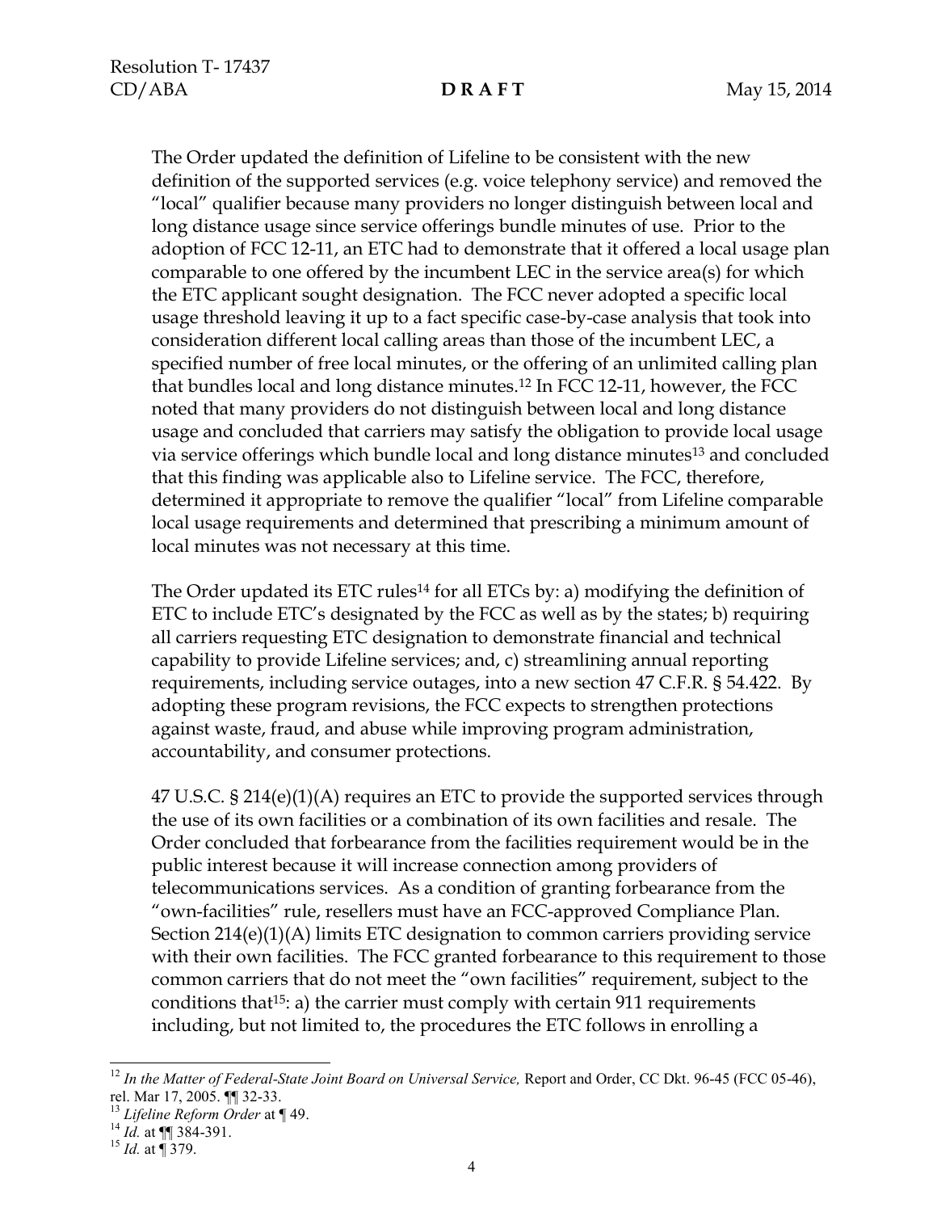The Order updated the definition of Lifeline to be consistent with the new definition of the supported services (e.g. voice telephony service) and removed the "local" qualifier because many providers no longer distinguish between local and long distance usage since service offerings bundle minutes of use. Prior to the adoption of FCC 12-11, an ETC had to demonstrate that it offered a local usage plan comparable to one offered by the incumbent LEC in the service area(s) for which the ETC applicant sought designation. The FCC never adopted a specific local usage threshold leaving it up to a fact specific case-by-case analysis that took into consideration different local calling areas than those of the incumbent LEC, a specified number of free local minutes, or the offering of an unlimited calling plan that bundles local and long distance minutes.[12] In FCC 12-11, however, the FCC noted that many providers do not distinguish between local and long distance usage and concluded that carriers may satisfy the obligation to provide local usage via service offerings which bundle local and long distance minutes[13] and concluded that this finding was applicable also to Lifeline service. The FCC, therefore, determined it appropriate to remove the qualifier "local" from Lifeline comparable local usage requirements and determined that prescribing a minimum amount of local minutes was not necessary at this time.

The Order updated its ETC rules[14] for all ETCs by: a) modifying the definition of ETC to include ETC's designated by the FCC as well as by the states; b) requiring all carriers requesting ETC designation to demonstrate financial and technical capability to provide Lifeline services; and, c) streamlining annual reporting requirements, including service outages, into a new section 47 C.F.R. § 54.422. By adopting these program revisions, the FCC expects to strengthen protections against waste, fraud, and abuse while improving program administration, accountability, and consumer protections.

47 U.S.C. § 214(e)(1)(A) requires an ETC to provide the supported services through the use of its own facilities or a combination of its own facilities and resale. The Order concluded that forbearance from the facilities requirement would be in the public interest because it will increase connection among providers of telecommunications services. As a condition of granting forbearance from the "own-facilities" rule, resellers must have an FCC-approved Compliance Plan. Section 214(e)(1)(A) limits ETC designation to common carriers providing service with their own facilities. The FCC granted forbearance to this requirement to those common carriers that do not meet the "own facilities" requirement, subject to the conditions that[15]: a) the carrier must comply with certain 911 requirements including, but not limited to, the procedures the ETC follows in enrolling a

---

[12] *In the Matter of Federal-State Joint Board on Universal Service,* Report and Order, CC Dkt. 96-45 (FCC 05-46), rel. Mar 17, 2005. ¶¶ 32-33.

[13] *Lifeline Reform Order* at ¶ 49.

[14] *Id.* at ¶¶ 384-391.

[15] *Id.* at ¶ 379.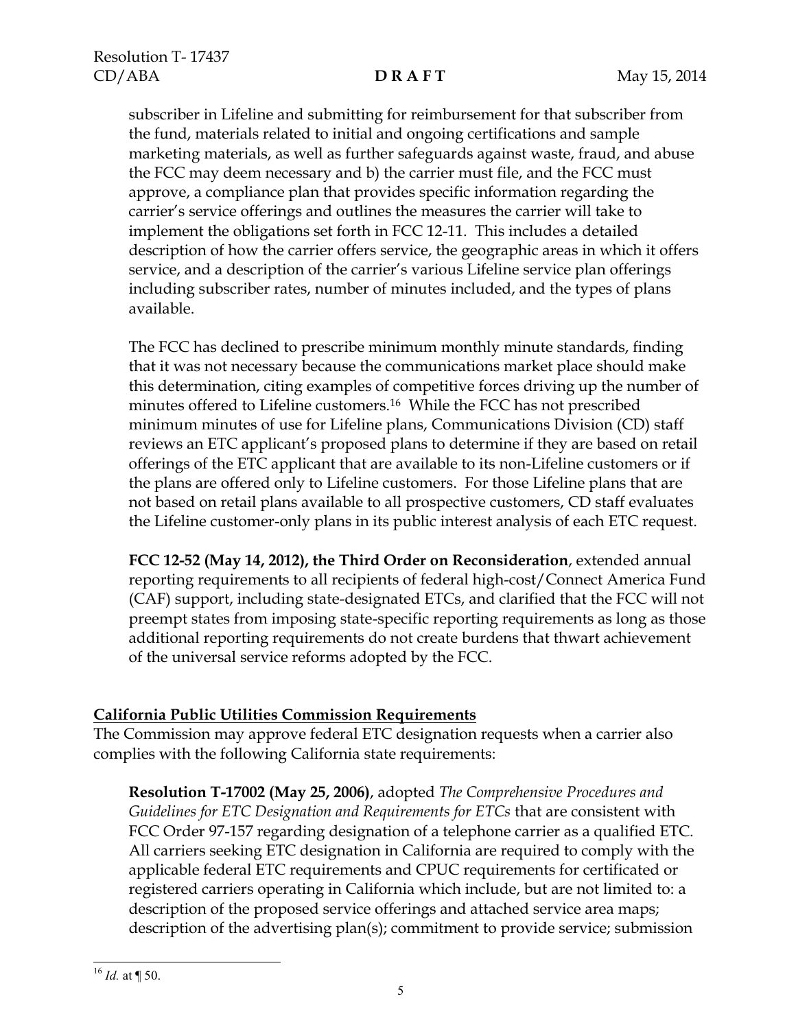subscriber in Lifeline and submitting for reimbursement for that subscriber from the fund, materials related to initial and ongoing certifications and sample marketing materials, as well as further safeguards against waste, fraud, and abuse the FCC may deem necessary and b) the carrier must file, and the FCC must approve, a compliance plan that provides specific information regarding the carrier's service offerings and outlines the measures the carrier will take to implement the obligations set forth in FCC 12-11. This includes a detailed description of how the carrier offers service, the geographic areas in which it offers service, and a description of the carrier's various Lifeline service plan offerings including subscriber rates, number of minutes included, and the types of plans available.

The FCC has declined to prescribe minimum monthly minute standards, finding that it was not necessary because the communications market place should make this determination, citing examples of competitive forces driving up the number of minutes offered to Lifeline customers.[16] While the FCC has not prescribed minimum minutes of use for Lifeline plans, Communications Division (CD) staff reviews an ETC applicant's proposed plans to determine if they are based on retail offerings of the ETC applicant that are available to its non-Lifeline customers or if the plans are offered only to Lifeline customers. For those Lifeline plans that are not based on retail plans available to all prospective customers, CD staff evaluates the Lifeline customer-only plans in its public interest analysis of each ETC request.

**FCC 12-52 (May 14, 2012), the Third Order on Reconsideration**, extended annual reporting requirements to all recipients of federal high-cost/Connect America Fund (CAF) support, including state-designated ETCs, and clarified that the FCC will not preempt states from imposing state-specific reporting requirements as long as those additional reporting requirements do not create burdens that thwart achievement of the universal service reforms adopted by the FCC.

## California Public Utilities Commission Requirements

The Commission may approve federal ETC designation requests when a carrier also complies with the following California state requirements:

**Resolution T-17002 (May 25, 2006)**, adopted *The Comprehensive Procedures and Guidelines for ETC Designation and Requirements for ETCs* that are consistent with FCC Order 97-157 regarding designation of a telephone carrier as a qualified ETC. All carriers seeking ETC designation in California are required to comply with the applicable federal ETC requirements and CPUC requirements for certificated or registered carriers operating in California which include, but are not limited to: a description of the proposed service offerings and attached service area maps; description of the advertising plan(s); commitment to provide service; submission

[16] *Id.* at ¶ 50.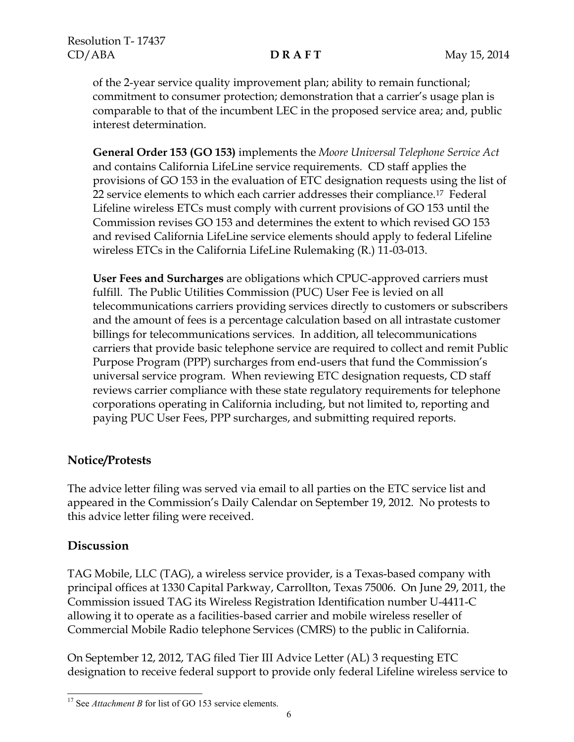of the 2-year service quality improvement plan; ability to remain functional; commitment to consumer protection; demonstration that a carrier's usage plan is comparable to that of the incumbent LEC in the proposed service area; and, public interest determination.

**General Order 153 (GO 153)** implements the *Moore Universal Telephone Service Act* and contains California LifeLine service requirements. CD staff applies the provisions of GO 153 in the evaluation of ETC designation requests using the list of 22 service elements to which each carrier addresses their compliance.[17] Federal Lifeline wireless ETCs must comply with current provisions of GO 153 until the Commission revises GO 153 and determines the extent to which revised GO 153 and revised California LifeLine service elements should apply to federal Lifeline wireless ETCs in the California LifeLine Rulemaking (R.) 11-03-013.

**User Fees and Surcharges** are obligations which CPUC-approved carriers must fulfill. The Public Utilities Commission (PUC) User Fee is levied on all telecommunications carriers providing services directly to customers or subscribers and the amount of fees is a percentage calculation based on all intrastate customer billings for telecommunications services. In addition, all telecommunications carriers that provide basic telephone service are required to collect and remit Public Purpose Program (PPP) surcharges from end-users that fund the Commission's universal service program. When reviewing ETC designation requests, CD staff reviews carrier compliance with these state regulatory requirements for telephone corporations operating in California including, but not limited to, reporting and paying PUC User Fees, PPP surcharges, and submitting required reports.

## Notice/Protests

The advice letter filing was served via email to all parties on the ETC service list and appeared in the Commission's Daily Calendar on September 19, 2012. No protests to this advice letter filing were received.

## Discussion

TAG Mobile, LLC (TAG), a wireless service provider, is a Texas-based company with principal offices at 1330 Capital Parkway, Carrollton, Texas 75006. On June 29, 2011, the Commission issued TAG its Wireless Registration Identification number U-4411-C allowing it to operate as a facilities-based carrier and mobile wireless reseller of Commercial Mobile Radio telephone Services (CMRS) to the public in California.

On September 12, 2012, TAG filed Tier III Advice Letter (AL) 3 requesting ETC designation to receive federal support to provide only federal Lifeline wireless service to

[17] See *Attachment B* for list of GO 153 service elements.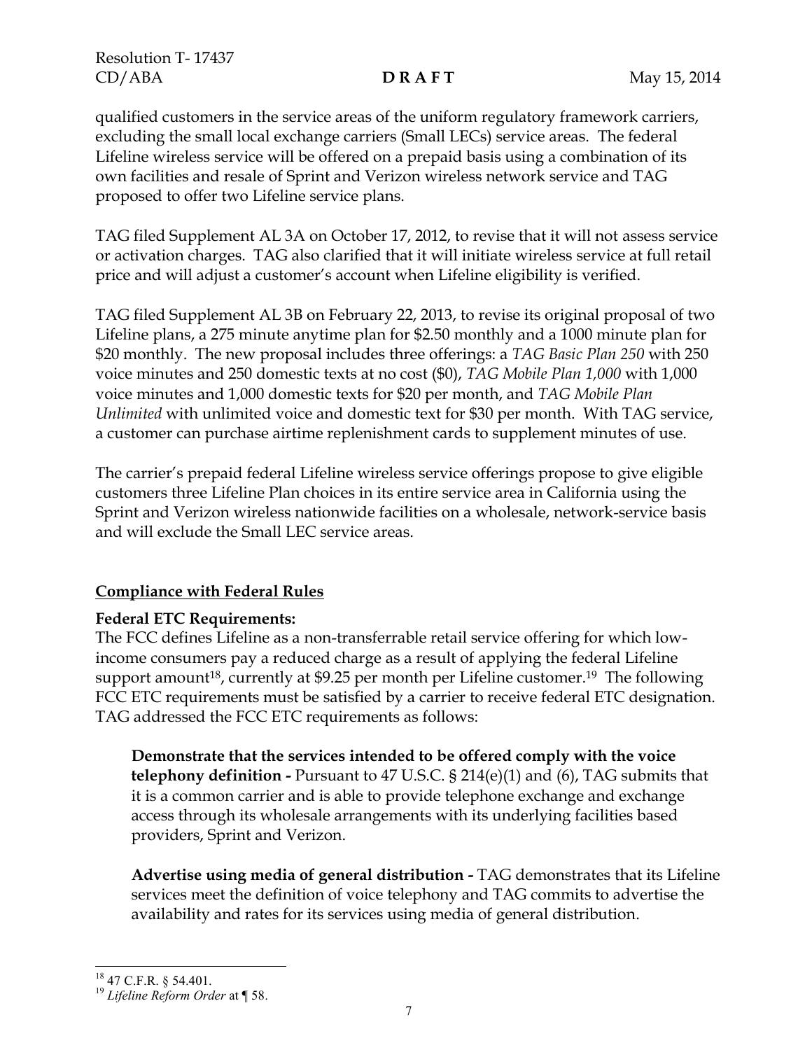qualified customers in the service areas of the uniform regulatory framework carriers, excluding the small local exchange carriers (Small LECs) service areas. The federal Lifeline wireless service will be offered on a prepaid basis using a combination of its own facilities and resale of Sprint and Verizon wireless network service and TAG proposed to offer two Lifeline service plans.

TAG filed Supplement AL 3A on October 17, 2012, to revise that it will not assess service or activation charges. TAG also clarified that it will initiate wireless service at full retail price and will adjust a customer's account when Lifeline eligibility is verified.

TAG filed Supplement AL 3B on February 22, 2013, to revise its original proposal of two Lifeline plans, a 275 minute anytime plan for $2.50 monthly and a 1000 minute plan for $20 monthly. The new proposal includes three offerings: a *TAG Basic Plan 250* with 250 voice minutes and 250 domestic texts at no cost ($0), *TAG Mobile Plan 1,000* with 1,000 voice minutes and 1,000 domestic texts for $20 per month, and *TAG Mobile Plan Unlimited* with unlimited voice and domestic text for $30 per month. With TAG service, a customer can purchase airtime replenishment cards to supplement minutes of use.

The carrier's prepaid federal Lifeline wireless service offerings propose to give eligible customers three Lifeline Plan choices in its entire service area in California using the Sprint and Verizon wireless nationwide facilities on a wholesale, network-service basis and will exclude the Small LEC service areas.

## Compliance with Federal Rules

### Federal ETC Requirements:

The FCC defines Lifeline as a non-transferrable retail service offering for which low-income consumers pay a reduced charge as a result of applying the federal Lifeline support amount[18], currently at $9.25 per month per Lifeline customer.[19] The following FCC ETC requirements must be satisfied by a carrier to receive federal ETC designation. TAG addressed the FCC ETC requirements as follows:

> **Demonstrate that the services intended to be offered comply with the voice telephony definition -** Pursuant to 47 U.S.C. § 214(e)(1) and (6), TAG submits that it is a common carrier and is able to provide telephone exchange and exchange access through its wholesale arrangements with its underlying facilities based providers, Sprint and Verizon.
>
> **Advertise using media of general distribution -** TAG demonstrates that its Lifeline services meet the definition of voice telephony and TAG commits to advertise the availability and rates for its services using media of general distribution.

---

[18] 47 C.F.R. § 54.401.

[19] *Lifeline Reform Order* at ¶ 58.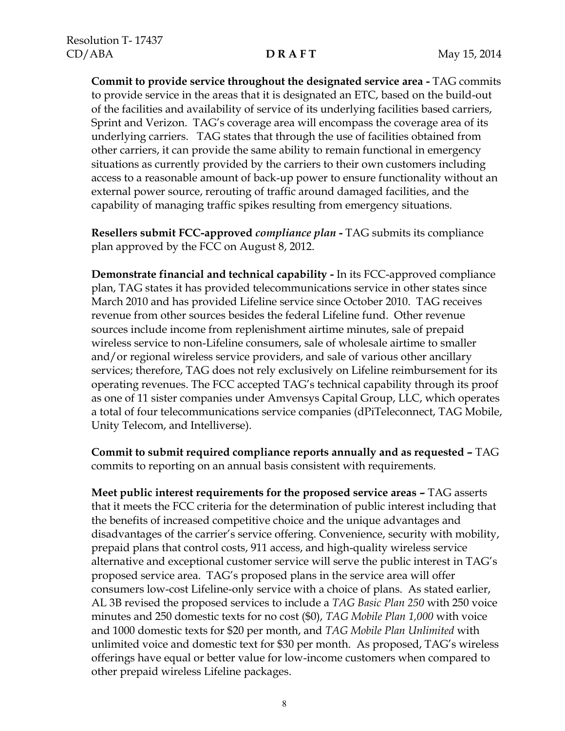**Commit to provide service throughout the designated service area -** TAG commits to provide service in the areas that it is designated an ETC, based on the build-out of the facilities and availability of service of its underlying facilities based carriers, Sprint and Verizon. TAG's coverage area will encompass the coverage area of its underlying carriers. TAG states that through the use of facilities obtained from other carriers, it can provide the same ability to remain functional in emergency situations as currently provided by the carriers to their own customers including access to a reasonable amount of back-up power to ensure functionality without an external power source, rerouting of traffic around damaged facilities, and the capability of managing traffic spikes resulting from emergency situations.

**Resellers submit FCC-approved *compliance plan* -** TAG submits its compliance plan approved by the FCC on August 8, 2012.

**Demonstrate financial and technical capability -** In its FCC-approved compliance plan, TAG states it has provided telecommunications service in other states since March 2010 and has provided Lifeline service since October 2010. TAG receives revenue from other sources besides the federal Lifeline fund. Other revenue sources include income from replenishment airtime minutes, sale of prepaid wireless service to non-Lifeline consumers, sale of wholesale airtime to smaller and/or regional wireless service providers, and sale of various other ancillary services; therefore, TAG does not rely exclusively on Lifeline reimbursement for its operating revenues. The FCC accepted TAG's technical capability through its proof as one of 11 sister companies under Amvensys Capital Group, LLC, which operates a total of four telecommunications service companies (dPiTeleconnect, TAG Mobile, Unity Telecom, and Intelliverse).

**Commit to submit required compliance reports annually and as requested –** TAG commits to reporting on an annual basis consistent with requirements.

**Meet public interest requirements for the proposed service areas –** TAG asserts that it meets the FCC criteria for the determination of public interest including that the benefits of increased competitive choice and the unique advantages and disadvantages of the carrier's service offering. Convenience, security with mobility, prepaid plans that control costs, 911 access, and high-quality wireless service alternative and exceptional customer service will serve the public interest in TAG's proposed service area. TAG's proposed plans in the service area will offer consumers low-cost Lifeline-only service with a choice of plans. As stated earlier, AL 3B revised the proposed services to include a *TAG Basic Plan 250* with 250 voice minutes and 250 domestic texts for no cost ($0), *TAG Mobile Plan 1,000* with voice and 1000 domestic texts for $20 per month, and *TAG Mobile Plan Unlimited* with unlimited voice and domestic text for $30 per month. As proposed, TAG's wireless offerings have equal or better value for low-income customers when compared to other prepaid wireless Lifeline packages.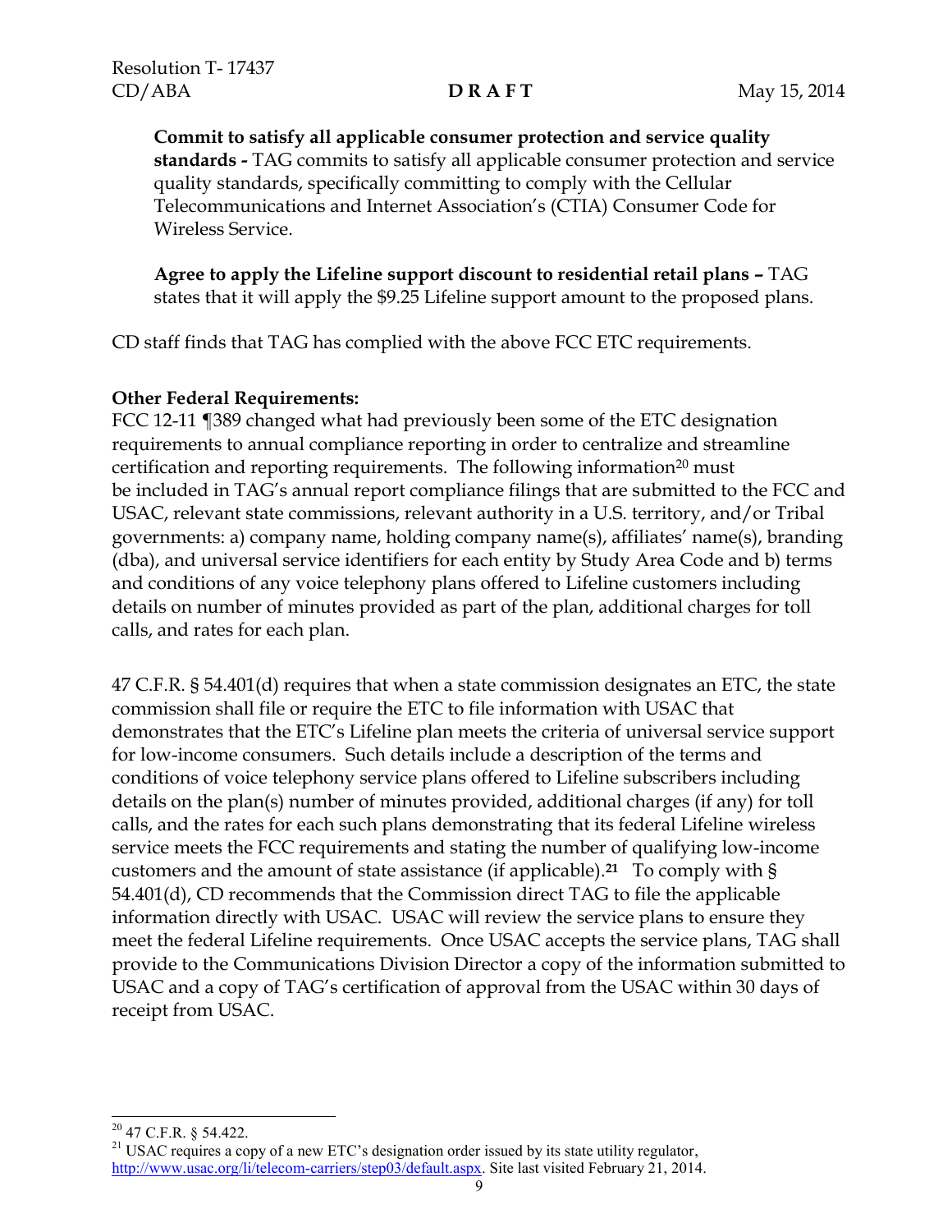**Commit to satisfy all applicable consumer protection and service quality standards -** TAG commits to satisfy all applicable consumer protection and service quality standards, specifically committing to comply with the Cellular Telecommunications and Internet Association's (CTIA) Consumer Code for Wireless Service.

**Agree to apply the Lifeline support discount to residential retail plans –** TAG states that it will apply the $9.25 Lifeline support amount to the proposed plans.

CD staff finds that TAG has complied with the above FCC ETC requirements.

**Other Federal Requirements:**

FCC 12-11 ¶389 changed what had previously been some of the ETC designation requirements to annual compliance reporting in order to centralize and streamline certification and reporting requirements. The following information[20] must be included in TAG's annual report compliance filings that are submitted to the FCC and USAC, relevant state commissions, relevant authority in a U.S. territory, and/or Tribal governments: a) company name, holding company name(s), affiliates' name(s), branding (dba), and universal service identifiers for each entity by Study Area Code and b) terms and conditions of any voice telephony plans offered to Lifeline customers including details on number of minutes provided as part of the plan, additional charges for toll calls, and rates for each plan.

47 C.F.R. § 54.401(d) requires that when a state commission designates an ETC, the state commission shall file or require the ETC to file information with USAC that demonstrates that the ETC's Lifeline plan meets the criteria of universal service support for low-income consumers. Such details include a description of the terms and conditions of voice telephony service plans offered to Lifeline subscribers including details on the plan(s) number of minutes provided, additional charges (if any) for toll calls, and the rates for each such plans demonstrating that its federal Lifeline wireless service meets the FCC requirements and stating the number of qualifying low-income customers and the amount of state assistance (if applicable).[21] To comply with § 54.401(d), CD recommends that the Commission direct TAG to file the applicable information directly with USAC. USAC will review the service plans to ensure they meet the federal Lifeline requirements. Once USAC accepts the service plans, TAG shall provide to the Communications Division Director a copy of the information submitted to USAC and a copy of TAG's certification of approval from the USAC within 30 days of receipt from USAC.

---

[20] 47 C.F.R. § 54.422.

[21] USAC requires a copy of a new ETC's designation order issued by its state utility regulator, http://www.usac.org/li/telecom-carriers/step03/default.aspx. Site last visited February 21, 2014.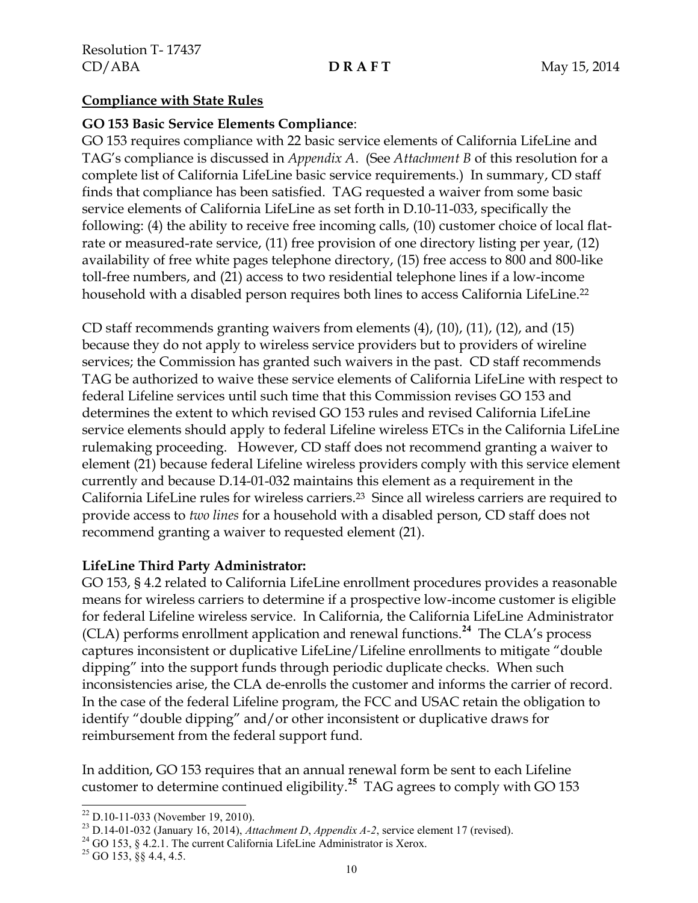**Compliance with State Rules**

**GO 153 Basic Service Elements Compliance**:

GO 153 requires compliance with 22 basic service elements of California LifeLine and TAG's compliance is discussed in *Appendix A*. (See *Attachment B* of this resolution for a complete list of California LifeLine basic service requirements.) In summary, CD staff finds that compliance has been satisfied. TAG requested a waiver from some basic service elements of California LifeLine as set forth in D.10-11-033, specifically the following: (4) the ability to receive free incoming calls, (10) customer choice of local flat-rate or measured-rate service, (11) free provision of one directory listing per year, (12) availability of free white pages telephone directory, (15) free access to 800 and 800-like toll-free numbers, and (21) access to two residential telephone lines if a low-income household with a disabled person requires both lines to access California LifeLine.[22]

CD staff recommends granting waivers from elements (4), (10), (11), (12), and (15) because they do not apply to wireless service providers but to providers of wireline services; the Commission has granted such waivers in the past. CD staff recommends TAG be authorized to waive these service elements of California LifeLine with respect to federal Lifeline services until such time that this Commission revises GO 153 and determines the extent to which revised GO 153 rules and revised California LifeLine service elements should apply to federal Lifeline wireless ETCs in the California LifeLine rulemaking proceeding. However, CD staff does not recommend granting a waiver to element (21) because federal Lifeline wireless providers comply with this service element currently and because D.14-01-032 maintains this element as a requirement in the California LifeLine rules for wireless carriers.[23] Since all wireless carriers are required to provide access to *two lines* for a household with a disabled person, CD staff does not recommend granting a waiver to requested element (21).

**LifeLine Third Party Administrator:**

GO 153, § 4.2 related to California LifeLine enrollment procedures provides a reasonable means for wireless carriers to determine if a prospective low-income customer is eligible for federal Lifeline wireless service. In California, the California LifeLine Administrator (CLA) performs enrollment application and renewal functions.[24] The CLA's process captures inconsistent or duplicative LifeLine/Lifeline enrollments to mitigate "double dipping" into the support funds through periodic duplicate checks. When such inconsistencies arise, the CLA de-enrolls the customer and informs the carrier of record. In the case of the federal Lifeline program, the FCC and USAC retain the obligation to identify "double dipping" and/or other inconsistent or duplicative draws for reimbursement from the federal support fund.

In addition, GO 153 requires that an annual renewal form be sent to each Lifeline customer to determine continued eligibility.[25] TAG agrees to comply with GO 153

---

[22] D.10-11-033 (November 19, 2010).

[23] D.14-01-032 (January 16, 2014), *Attachment D*, *Appendix A-2*, service element 17 (revised).

[24] GO 153, § 4.2.1. The current California LifeLine Administrator is Xerox.

[25] GO 153, §§ 4.4, 4.5.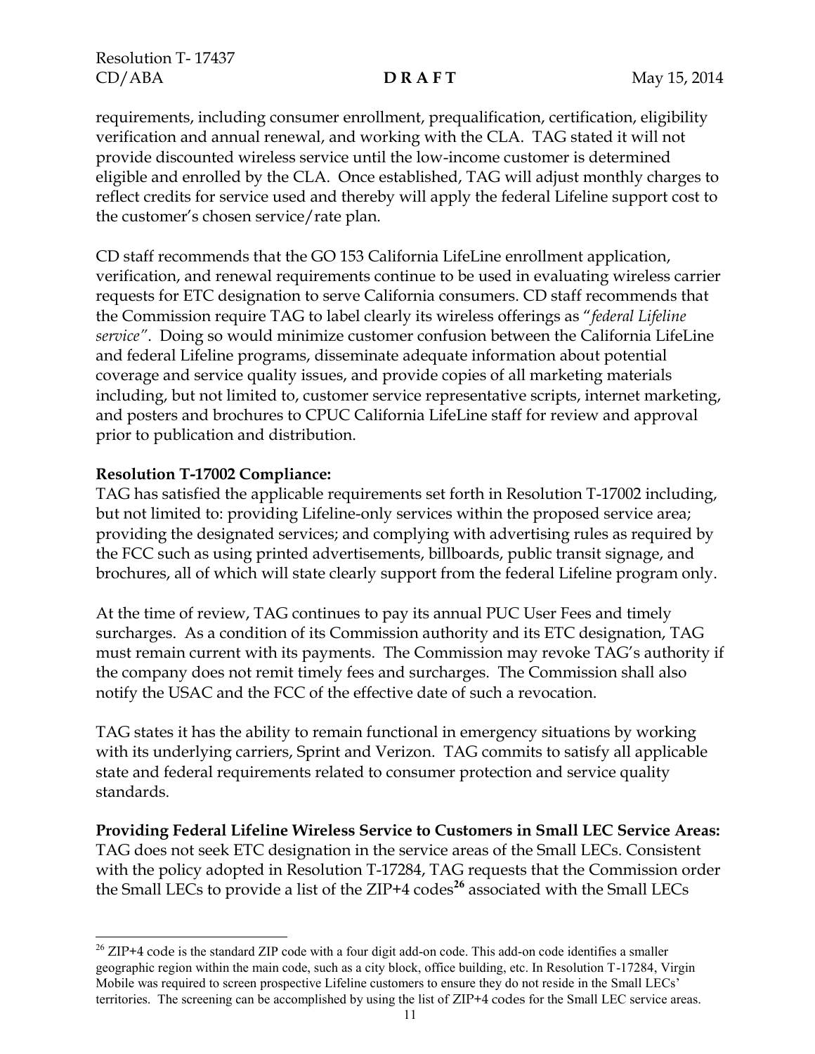requirements, including consumer enrollment, prequalification, certification, eligibility verification and annual renewal, and working with the CLA. TAG stated it will not provide discounted wireless service until the low-income customer is determined eligible and enrolled by the CLA. Once established, TAG will adjust monthly charges to reflect credits for service used and thereby will apply the federal Lifeline support cost to the customer's chosen service/rate plan.

CD staff recommends that the GO 153 California LifeLine enrollment application, verification, and renewal requirements continue to be used in evaluating wireless carrier requests for ETC designation to serve California consumers. CD staff recommends that the Commission require TAG to label clearly its wireless offerings as "*federal Lifeline service*". Doing so would minimize customer confusion between the California LifeLine and federal Lifeline programs, disseminate adequate information about potential coverage and service quality issues, and provide copies of all marketing materials including, but not limited to, customer service representative scripts, internet marketing, and posters and brochures to CPUC California LifeLine staff for review and approval prior to publication and distribution.

**Resolution T-17002 Compliance:**
TAG has satisfied the applicable requirements set forth in Resolution T-17002 including, but not limited to: providing Lifeline-only services within the proposed service area; providing the designated services; and complying with advertising rules as required by the FCC such as using printed advertisements, billboards, public transit signage, and brochures, all of which will state clearly support from the federal Lifeline program only.

At the time of review, TAG continues to pay its annual PUC User Fees and timely surcharges. As a condition of its Commission authority and its ETC designation, TAG must remain current with its payments. The Commission may revoke TAG's authority if the company does not remit timely fees and surcharges. The Commission shall also notify the USAC and the FCC of the effective date of such a revocation.

TAG states it has the ability to remain functional in emergency situations by working with its underlying carriers, Sprint and Verizon. TAG commits to satisfy all applicable state and federal requirements related to consumer protection and service quality standards.

**Providing Federal Lifeline Wireless Service to Customers in Small LEC Service Areas:**
TAG does not seek ETC designation in the service areas of the Small LECs. Consistent with the policy adopted in Resolution T-17284, TAG requests that the Commission order the Small LECs to provide a list of the ZIP+4 codes[26] associated with the Small LECs

---

[26] ZIP+4 code is the standard ZIP code with a four digit add-on code. This add-on code identifies a smaller geographic region within the main code, such as a city block, office building, etc. In Resolution T-17284, Virgin Mobile was required to screen prospective Lifeline customers to ensure they do not reside in the Small LECs' territories. The screening can be accomplished by using the list of ZIP+4 codes for the Small LEC service areas.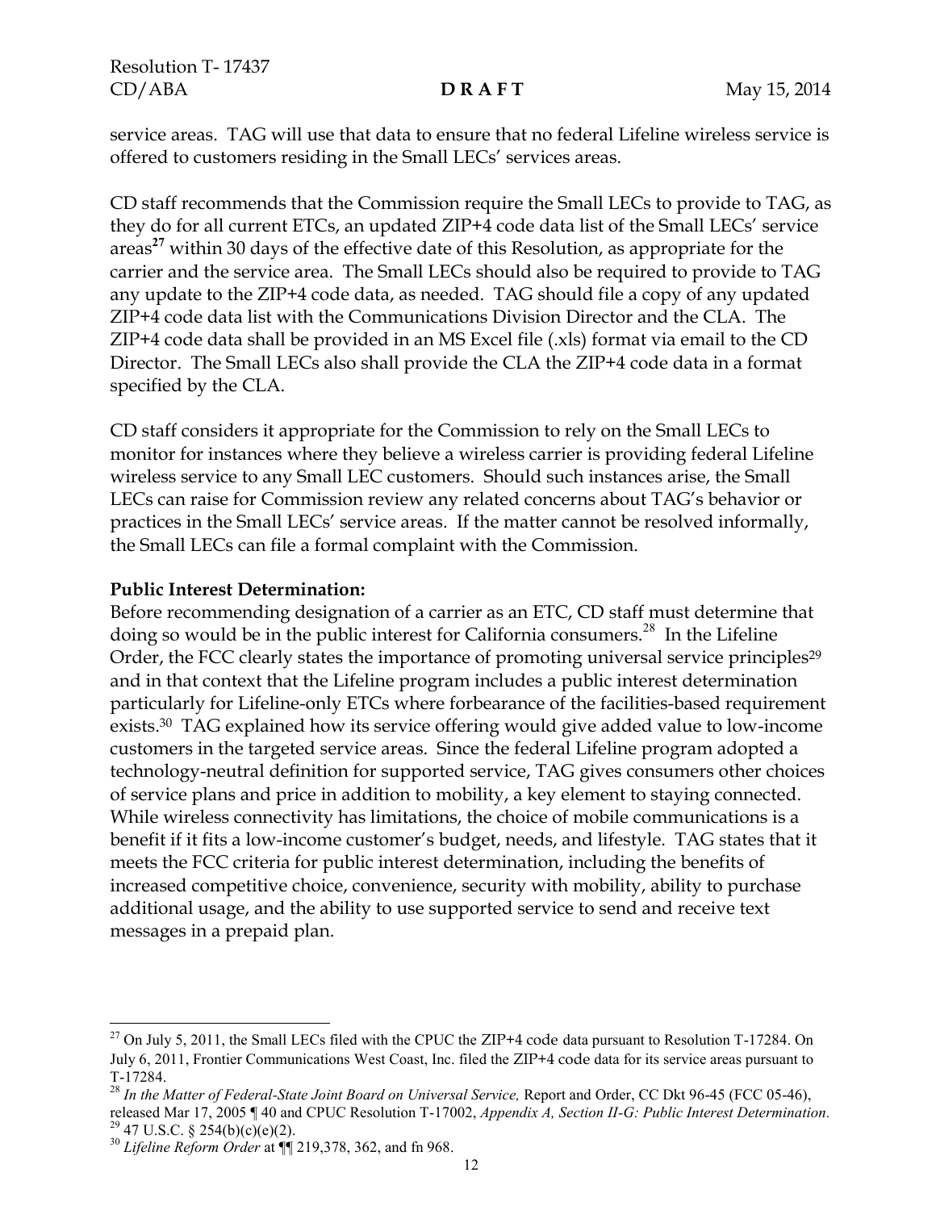service areas. TAG will use that data to ensure that no federal Lifeline wireless service is offered to customers residing in the Small LECs' services areas.

CD staff recommends that the Commission require the Small LECs to provide to TAG, as they do for all current ETCs, an updated ZIP+4 code data list of the Small LECs' service areas[27] within 30 days of the effective date of this Resolution, as appropriate for the carrier and the service area. The Small LECs should also be required to provide to TAG any update to the ZIP+4 code data, as needed. TAG should file a copy of any updated ZIP+4 code data list with the Communications Division Director and the CLA. The ZIP+4 code data shall be provided in an MS Excel file (.xls) format via email to the CD Director. The Small LECs also shall provide the CLA the ZIP+4 code data in a format specified by the CLA.

CD staff considers it appropriate for the Commission to rely on the Small LECs to monitor for instances where they believe a wireless carrier is providing federal Lifeline wireless service to any Small LEC customers. Should such instances arise, the Small LECs can raise for Commission review any related concerns about TAG's behavior or practices in the Small LECs' service areas. If the matter cannot be resolved informally, the Small LECs can file a formal complaint with the Commission.

**Public Interest Determination:**
Before recommending designation of a carrier as an ETC, CD staff must determine that doing so would be in the public interest for California consumers.[28] In the Lifeline Order, the FCC clearly states the importance of promoting universal service principles[29] and in that context that the Lifeline program includes a public interest determination particularly for Lifeline-only ETCs where forbearance of the facilities-based requirement exists.[30] TAG explained how its service offering would give added value to low-income customers in the targeted service areas. Since the federal Lifeline program adopted a technology-neutral definition for supported service, TAG gives consumers other choices of service plans and price in addition to mobility, a key element to staying connected. While wireless connectivity has limitations, the choice of mobile communications is a benefit if it fits a low-income customer's budget, needs, and lifestyle. TAG states that it meets the FCC criteria for public interest determination, including the benefits of increased competitive choice, convenience, security with mobility, ability to purchase additional usage, and the ability to use supported service to send and receive text messages in a prepaid plan.

---

[27] On July 5, 2011, the Small LECs filed with the CPUC the ZIP+4 code data pursuant to Resolution T-17284. On July 6, 2011, Frontier Communications West Coast, Inc. filed the ZIP+4 code data for its service areas pursuant to T-17284.

[28] *In the Matter of Federal-State Joint Board on Universal Service,* Report and Order, CC Dkt 96-45 (FCC 05-46), released Mar 17, 2005 ¶ 40 and CPUC Resolution T-17002, *Appendix A, Section II-G: Public Interest Determination.*

[29] 47 U.S.C. § 254(b)(c)(e)(2).

[30] *Lifeline Reform Order* at ¶¶ 219,378, 362, and fn 968.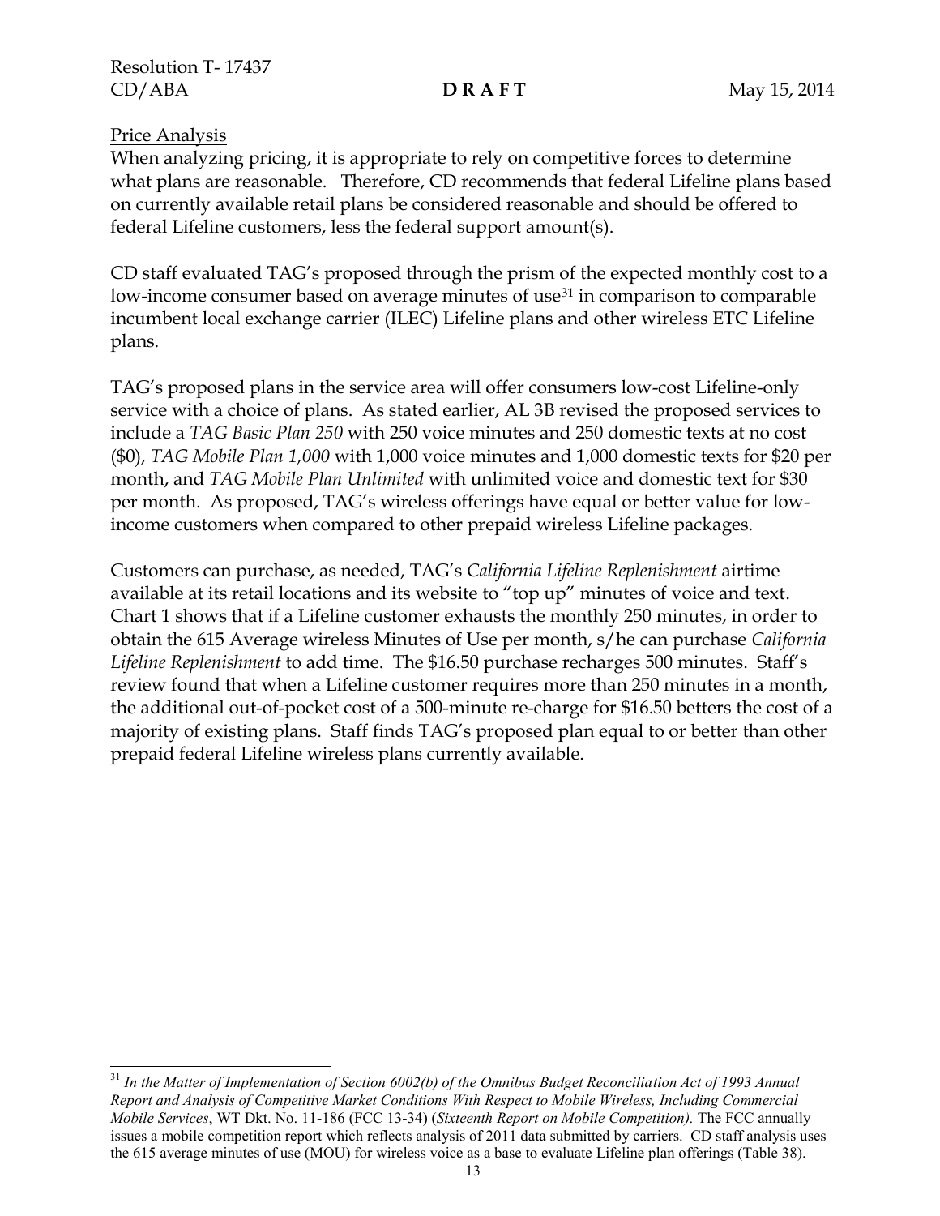Price Analysis

When analyzing pricing, it is appropriate to rely on competitive forces to determine what plans are reasonable. Therefore, CD recommends that federal Lifeline plans based on currently available retail plans be considered reasonable and should be offered to federal Lifeline customers, less the federal support amount(s).

CD staff evaluated TAG's proposed through the prism of the expected monthly cost to a low-income consumer based on average minutes of use[31] in comparison to comparable incumbent local exchange carrier (ILEC) Lifeline plans and other wireless ETC Lifeline plans.

TAG's proposed plans in the service area will offer consumers low-cost Lifeline-only service with a choice of plans. As stated earlier, AL 3B revised the proposed services to include a *TAG Basic Plan 250* with 250 voice minutes and 250 domestic texts at no cost ($0), *TAG Mobile Plan 1,000* with 1,000 voice minutes and 1,000 domestic texts for $20 per month, and *TAG Mobile Plan Unlimited* with unlimited voice and domestic text for $30 per month. As proposed, TAG's wireless offerings have equal or better value for low-income customers when compared to other prepaid wireless Lifeline packages.

Customers can purchase, as needed, TAG's *California Lifeline Replenishment* airtime available at its retail locations and its website to "top up" minutes of voice and text. Chart 1 shows that if a Lifeline customer exhausts the monthly 250 minutes, in order to obtain the 615 Average wireless Minutes of Use per month, s/he can purchase *California Lifeline Replenishment* to add time. The $16.50 purchase recharges 500 minutes. Staff's review found that when a Lifeline customer requires more than 250 minutes in a month, the additional out-of-pocket cost of a 500-minute re-charge for $16.50 betters the cost of a majority of existing plans. Staff finds TAG's proposed plan equal to or better than other prepaid federal Lifeline wireless plans currently available.

---

[31] *In the Matter of Implementation of Section 6002(b) of the Omnibus Budget Reconciliation Act of 1993 Annual Report and Analysis of Competitive Market Conditions With Respect to Mobile Wireless, Including Commercial Mobile Services*, WT Dkt. No. 11-186 (FCC 13-34) (*Sixteenth Report on Mobile Competition).* The FCC annually issues a mobile competition report which reflects analysis of 2011 data submitted by carriers. CD staff analysis uses the 615 average minutes of use (MOU) for wireless voice as a base to evaluate Lifeline plan offerings (Table 38).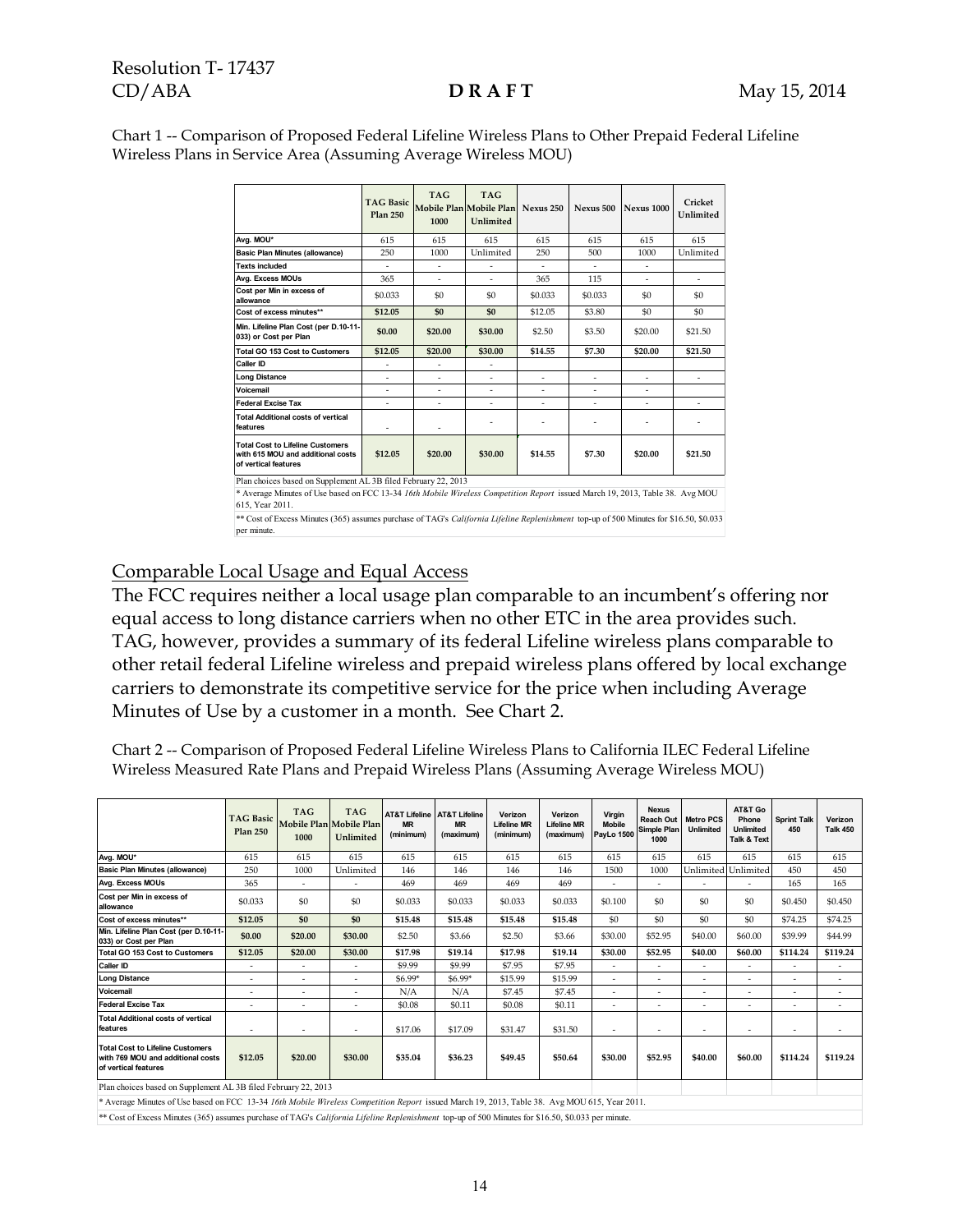Chart 1 -- Comparison of Proposed Federal Lifeline Wireless Plans to Other Prepaid Federal Lifeline Wireless Plans in Service Area (Assuming Average Wireless MOU)

| | TAG Basic Plan 250 | TAG Mobile Plan 1000 | TAG Mobile Plan Unlimited | Nexus 250 | Nexus 500 | Nexus 1000 | Cricket Unlimited |
|---|---|---|---|---|---|---|---|
| Avg. MOU* | 615 | 615 | 615 | 615 | 615 | 615 | 615 |
| Basic Plan Minutes (allowance) | 250 | 1000 | Unlimited | 250 | 500 | 1000 | Unlimited |
| Texts included | - | - | - | - | - | - | |
| Avg. Excess MOUs | 365 | - | - | 365 | 115 | - | - |
| Cost per Min in excess of allowance | \$0.033 | \$0 | \$0 | \$0.033 | \$0.033 | \$0 | \$0 |
| Cost of excess minutes** | \$12.05 | \$0 | \$0 | \$12.05 | \$3.80 | \$0 | \$0 |
| Min. Lifeline Plan Cost (per D.10-11-033) or Cost per Plan | \$0.00 | \$20.00 | \$30.00 | \$2.50 | \$3.50 | \$20.00 | \$21.50 |
| Total GO 153 Cost to Customers | \$12.05 | \$20.00 | \$30.00 | \$14.55 | \$7.30 | \$20.00 | \$21.50 |
| Caller ID | - | - | - | | | | |
| Long Distance | - | - | - | - | - | - | - |
| Voicemail | - | - | - | - | - | - | |
| Federal Excise Tax | - | - | - | - | - | - | - |
| Total Additional costs of vertical features | - | - | - | - | - | - | - |
| Total Cost to Lifeline Customers with 615 MOU and additional costs of vertical features | \$12.05 | \$20.00 | \$30.00 | \$14.55 | \$7.30 | \$20.00 | \$21.50 |

Plan choices based on Supplement AL 3B filed February 22, 2013

\* Average Minutes of Use based on FCC 13-34 *16th Mobile Wireless Competition Report* issued March 19, 2013, Table 38. Avg MOU 615, Year 2011.

\*\* Cost of Excess Minutes (365) assumes purchase of TAG's *California Lifeline Replenishment* top-up of 500 Minutes for \$16.50, \$0.033 per minute.

## Comparable Local Usage and Equal Access

The FCC requires neither a local usage plan comparable to an incumbent's offering nor equal access to long distance carriers when no other ETC in the area provides such. TAG, however, provides a summary of its federal Lifeline wireless plans comparable to other retail federal Lifeline wireless and prepaid wireless plans offered by local exchange carriers to demonstrate its competitive service for the price when including Average Minutes of Use by a customer in a month. See Chart 2.

Chart 2 -- Comparison of Proposed Federal Lifeline Wireless Plans to California ILEC Federal Lifeline Wireless Measured Rate Plans and Prepaid Wireless Plans (Assuming Average Wireless MOU)

| | TAG Basic Plan 250 | TAG Mobile Plan 1000 | TAG Mobile Plan Unlimited | AT&T Lifeline MR (minimum) | AT&T Lifeline MR (maximum) | Verizon Lifeline MR (minimum) | Verizon Lifeline MR (maximum) | Virgin Mobile PayLo 1500 | Nexus Reach Out Simple Plan 1000 | Metro PCS Unlimited | AT&T Go Phone Unlimited Talk & Text | Sprint Talk 450 | Verizon Talk 450 |
|---|---|---|---|---|---|---|---|---|---|---|---|---|---|
| Avg. MOU* | 615 | 615 | 615 | 615 | 615 | 615 | 615 | 615 | 615 | 615 | 615 | 615 | 615 |
| Basic Plan Minutes (allowance) | 250 | 1000 | Unlimited | 146 | 146 | 146 | 146 | 1500 | 1000 | Unlimited | Unlimited | 450 | 450 |
| Avg. Excess MOUs | 365 | - | - | 469 | 469 | 469 | 469 | - | - | - | - | 165 | 165 |
| Cost per Min in excess of allowance | \$0.033 | \$0 | \$0 | \$0.033 | \$0.033 | \$0.033 | \$0.033 | \$0.100 | \$0 | \$0 | \$0 | \$0.450 | \$0.450 |
| Cost of excess minutes** | \$12.05 | \$0 | \$0 | \$15.48 | \$15.48 | \$15.48 | \$15.48 | \$0 | \$0 | \$0 | \$0 | \$74.25 | \$74.25 |
| Min. Lifeline Plan Cost (per D.10-11-033) or Cost per Plan | \$0.00 | \$20.00 | \$30.00 | \$2.50 | \$3.66 | \$2.50 | \$3.66 | \$30.00 | \$52.95 | \$40.00 | \$60.00 | \$39.99 | \$44.99 |
| Total GO 153 Cost to Customers | \$12.05 | \$20.00 | \$30.00 | \$17.98 | \$19.14 | \$17.98 | \$19.14 | \$30.00 | \$52.95 | \$40.00 | \$60.00 | \$114.24 | \$119.24 |
| Caller ID | - | - | - | \$9.99 | \$9.99 | \$7.95 | \$7.95 | - | - | - | - | - | - |
| Long Distance | - | - | - | \$6.99* | \$6.99* | \$15.99 | \$15.99 | - | - | - | - | - | - |
| Voicemail | - | - | - | N/A | N/A | \$7.45 | \$7.45 | - | - | - | - | - | - |
| Federal Excise Tax | - | - | - | \$0.08 | \$0.11 | \$0.08 | \$0.11 | - | - | - | - | - | - |
| Total Additional costs of vertical features | - | - | - | \$17.06 | \$17.09 | \$31.47 | \$31.50 | - | - | - | - | - | - |
| Total Cost to Lifeline Customers with 769 MOU and additional costs of vertical features | \$12.05 | \$20.00 | \$30.00 | \$35.04 | \$36.23 | \$49.45 | \$50.64 | \$30.00 | \$52.95 | \$40.00 | \$60.00 | \$114.24 | \$119.24 |

Plan choices based on Supplement AL 3B filed February 22, 2013

\* Average Minutes of Use based on FCC 13-34 *16th Mobile Wireless Competition Report* issued March 19, 2013, Table 38. Avg MOU 615, Year 2011.

\*\* Cost of Excess Minutes (365) assumes purchase of TAG's *California Lifeline Replenishment* top-up of 500 Minutes for \$16.50, \$0.033 per minute.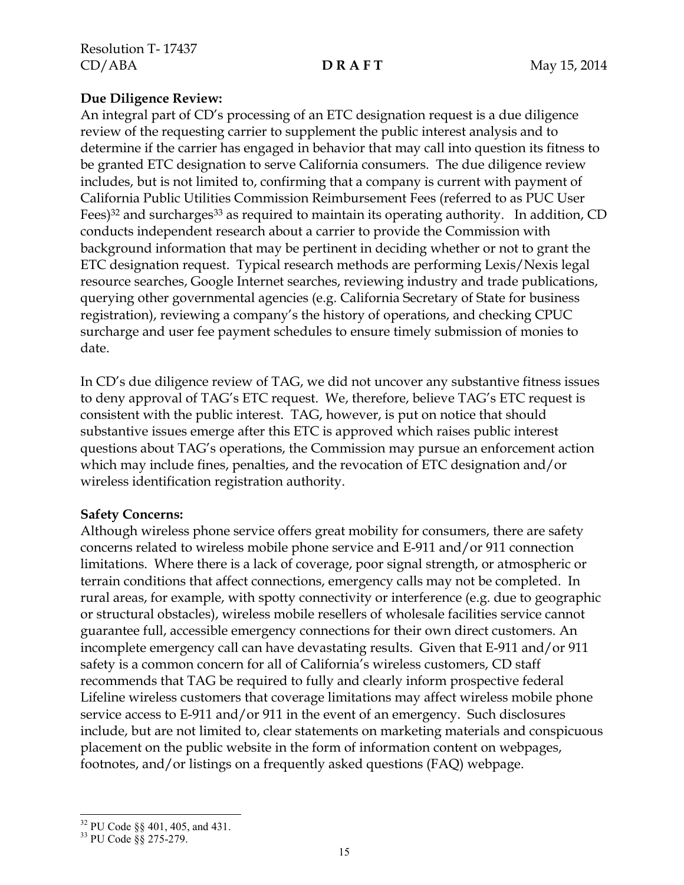**Due Diligence Review:**
An integral part of CD's processing of an ETC designation request is a due diligence review of the requesting carrier to supplement the public interest analysis and to determine if the carrier has engaged in behavior that may call into question its fitness to be granted ETC designation to serve California consumers. The due diligence review includes, but is not limited to, confirming that a company is current with payment of California Public Utilities Commission Reimbursement Fees (referred to as PUC User Fees)[32] and surcharges[33] as required to maintain its operating authority. In addition, CD conducts independent research about a carrier to provide the Commission with background information that may be pertinent in deciding whether or not to grant the ETC designation request. Typical research methods are performing Lexis/Nexis legal resource searches, Google Internet searches, reviewing industry and trade publications, querying other governmental agencies (e.g. California Secretary of State for business registration), reviewing a company's the history of operations, and checking CPUC surcharge and user fee payment schedules to ensure timely submission of monies to date.

In CD's due diligence review of TAG, we did not uncover any substantive fitness issues to deny approval of TAG's ETC request. We, therefore, believe TAG's ETC request is consistent with the public interest. TAG, however, is put on notice that should substantive issues emerge after this ETC is approved which raises public interest questions about TAG's operations, the Commission may pursue an enforcement action which may include fines, penalties, and the revocation of ETC designation and/or wireless identification registration authority.

**Safety Concerns:**
Although wireless phone service offers great mobility for consumers, there are safety concerns related to wireless mobile phone service and E-911 and/or 911 connection limitations. Where there is a lack of coverage, poor signal strength, or atmospheric or terrain conditions that affect connections, emergency calls may not be completed. In rural areas, for example, with spotty connectivity or interference (e.g. due to geographic or structural obstacles), wireless mobile resellers of wholesale facilities service cannot guarantee full, accessible emergency connections for their own direct customers. An incomplete emergency call can have devastating results. Given that E-911 and/or 911 safety is a common concern for all of California's wireless customers, CD staff recommends that TAG be required to fully and clearly inform prospective federal Lifeline wireless customers that coverage limitations may affect wireless mobile phone service access to E-911 and/or 911 in the event of an emergency. Such disclosures include, but are not limited to, clear statements on marketing materials and conspicuous placement on the public website in the form of information content on webpages, footnotes, and/or listings on a frequently asked questions (FAQ) webpage.

---

[32] PU Code §§ 401, 405, and 431.
[33] PU Code §§ 275-279.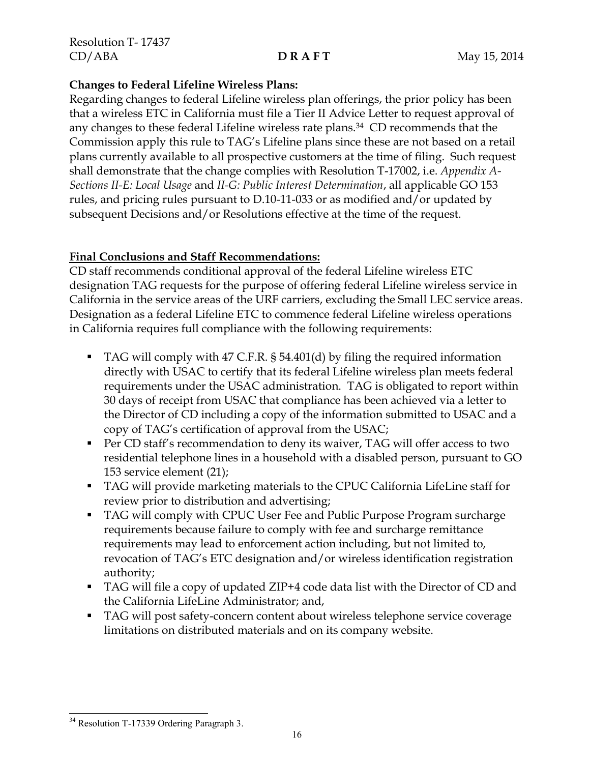**Changes to Federal Lifeline Wireless Plans:**
Regarding changes to federal Lifeline wireless plan offerings, the prior policy has been that a wireless ETC in California must file a Tier II Advice Letter to request approval of any changes to these federal Lifeline wireless rate plans.[34] CD recommends that the Commission apply this rule to TAG's Lifeline plans since these are not based on a retail plans currently available to all prospective customers at the time of filing. Such request shall demonstrate that the change complies with Resolution T-17002, i.e. *Appendix A-Sections II-E: Local Usage* and *II-G: Public Interest Determination*, all applicable GO 153 rules, and pricing rules pursuant to D.10-11-033 or as modified and/or updated by subsequent Decisions and/or Resolutions effective at the time of the request.

**Final Conclusions and Staff Recommendations:**
CD staff recommends conditional approval of the federal Lifeline wireless ETC designation TAG requests for the purpose of offering federal Lifeline wireless service in California in the service areas of the URF carriers, excluding the Small LEC service areas. Designation as a federal Lifeline ETC to commence federal Lifeline wireless operations in California requires full compliance with the following requirements:

- TAG will comply with 47 C.F.R. § 54.401(d) by filing the required information directly with USAC to certify that its federal Lifeline wireless plan meets federal requirements under the USAC administration. TAG is obligated to report within 30 days of receipt from USAC that compliance has been achieved via a letter to the Director of CD including a copy of the information submitted to USAC and a copy of TAG's certification of approval from the USAC;
- Per CD staff's recommendation to deny its waiver, TAG will offer access to two residential telephone lines in a household with a disabled person, pursuant to GO 153 service element (21);
- TAG will provide marketing materials to the CPUC California LifeLine staff for review prior to distribution and advertising;
- TAG will comply with CPUC User Fee and Public Purpose Program surcharge requirements because failure to comply with fee and surcharge remittance requirements may lead to enforcement action including, but not limited to, revocation of TAG's ETC designation and/or wireless identification registration authority;
- TAG will file a copy of updated ZIP+4 code data list with the Director of CD and the California LifeLine Administrator; and,
- TAG will post safety-concern content about wireless telephone service coverage limitations on distributed materials and on its company website.

[34] Resolution T-17339 Ordering Paragraph 3.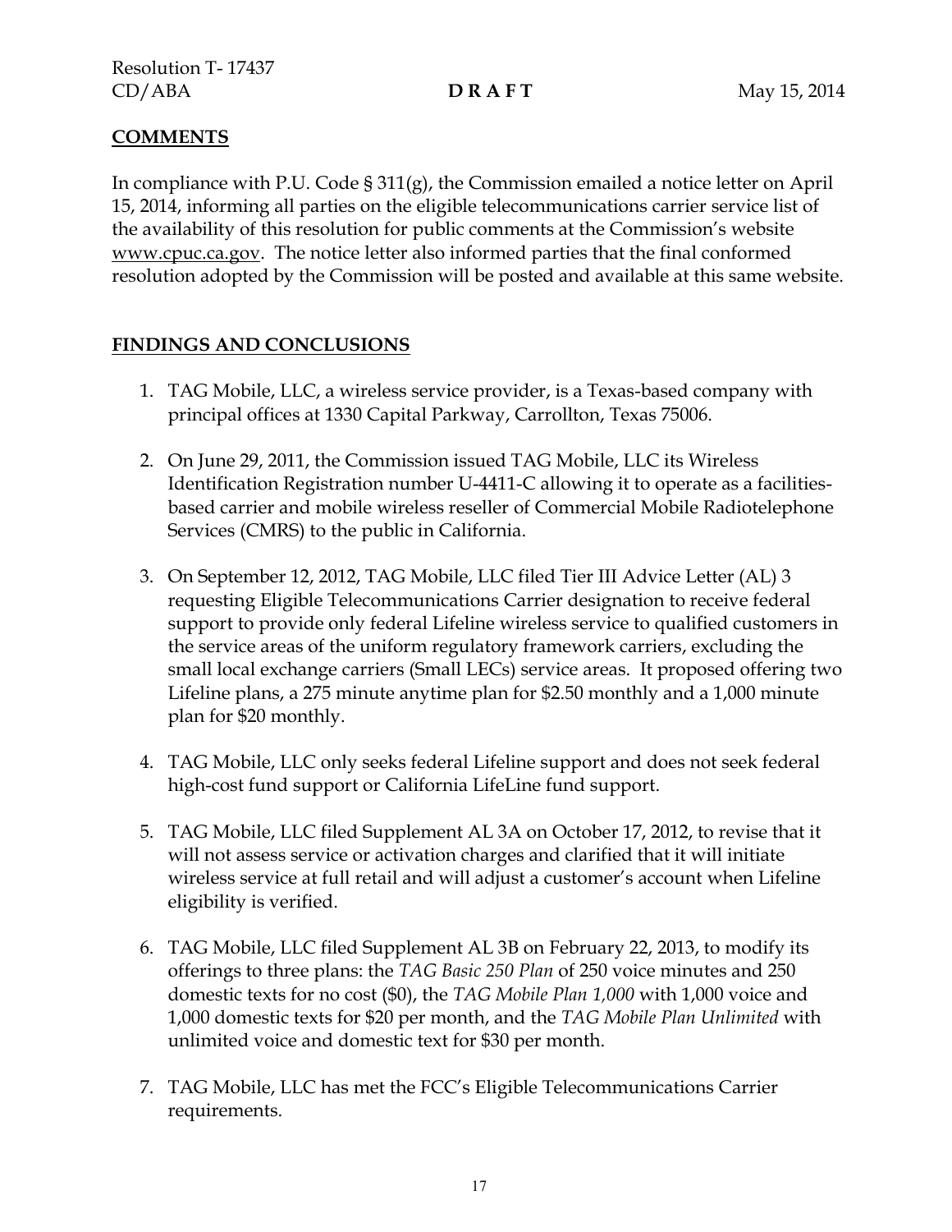## COMMENTS

In compliance with P.U. Code § 311(g), the Commission emailed a notice letter on April 15, 2014, informing all parties on the eligible telecommunications carrier service list of the availability of this resolution for public comments at the Commission's website www.cpuc.ca.gov. The notice letter also informed parties that the final conformed resolution adopted by the Commission will be posted and available at this same website.

## FINDINGS AND CONCLUSIONS

1. TAG Mobile, LLC, a wireless service provider, is a Texas-based company with principal offices at 1330 Capital Parkway, Carrollton, Texas 75006.

2. On June 29, 2011, the Commission issued TAG Mobile, LLC its Wireless Identification Registration number U-4411-C allowing it to operate as a facilities-based carrier and mobile wireless reseller of Commercial Mobile Radiotelephone Services (CMRS) to the public in California.

3. On September 12, 2012, TAG Mobile, LLC filed Tier III Advice Letter (AL) 3 requesting Eligible Telecommunications Carrier designation to receive federal support to provide only federal Lifeline wireless service to qualified customers in the service areas of the uniform regulatory framework carriers, excluding the small local exchange carriers (Small LECs) service areas. It proposed offering two Lifeline plans, a 275 minute anytime plan for $2.50 monthly and a 1,000 minute plan for $20 monthly.

4. TAG Mobile, LLC only seeks federal Lifeline support and does not seek federal high-cost fund support or California LifeLine fund support.

5. TAG Mobile, LLC filed Supplement AL 3A on October 17, 2012, to revise that it will not assess service or activation charges and clarified that it will initiate wireless service at full retail and will adjust a customer's account when Lifeline eligibility is verified.

6. TAG Mobile, LLC filed Supplement AL 3B on February 22, 2013, to modify its offerings to three plans: the *TAG Basic 250 Plan* of 250 voice minutes and 250 domestic texts for no cost ($0), the *TAG Mobile Plan 1,000* with 1,000 voice and 1,000 domestic texts for $20 per month, and the *TAG Mobile Plan Unlimited* with unlimited voice and domestic text for $30 per month.

7. TAG Mobile, LLC has met the FCC's Eligible Telecommunications Carrier requirements.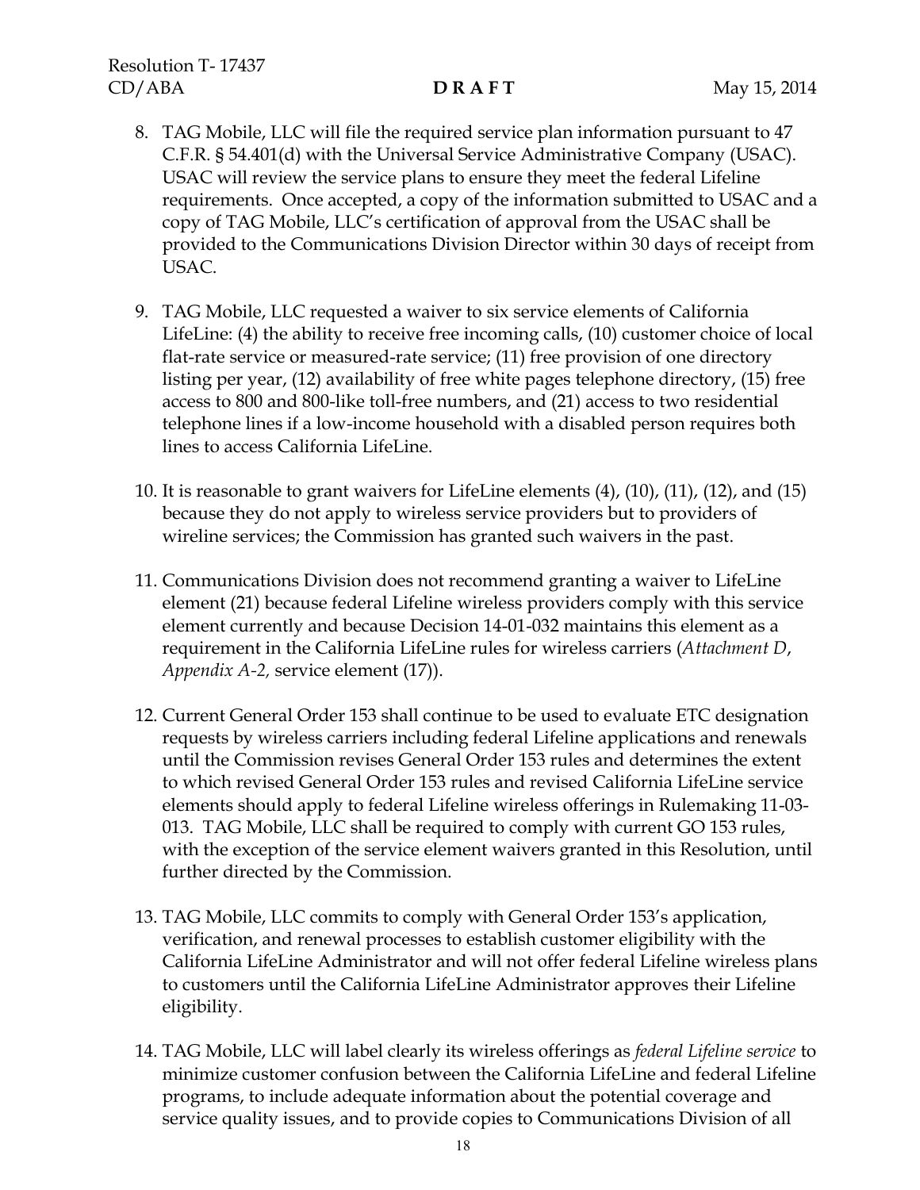8. TAG Mobile, LLC will file the required service plan information pursuant to 47 C.F.R. § 54.401(d) with the Universal Service Administrative Company (USAC). USAC will review the service plans to ensure they meet the federal Lifeline requirements. Once accepted, a copy of the information submitted to USAC and a copy of TAG Mobile, LLC's certification of approval from the USAC shall be provided to the Communications Division Director within 30 days of receipt from USAC.

9. TAG Mobile, LLC requested a waiver to six service elements of California LifeLine: (4) the ability to receive free incoming calls, (10) customer choice of local flat-rate service or measured-rate service; (11) free provision of one directory listing per year, (12) availability of free white pages telephone directory, (15) free access to 800 and 800-like toll-free numbers, and (21) access to two residential telephone lines if a low-income household with a disabled person requires both lines to access California LifeLine.

10. It is reasonable to grant waivers for LifeLine elements (4), (10), (11), (12), and (15) because they do not apply to wireless service providers but to providers of wireline services; the Commission has granted such waivers in the past.

11. Communications Division does not recommend granting a waiver to LifeLine element (21) because federal Lifeline wireless providers comply with this service element currently and because Decision 14-01-032 maintains this element as a requirement in the California LifeLine rules for wireless carriers (*Attachment D*, *Appendix A-2,* service element (17)).

12. Current General Order 153 shall continue to be used to evaluate ETC designation requests by wireless carriers including federal Lifeline applications and renewals until the Commission revises General Order 153 rules and determines the extent to which revised General Order 153 rules and revised California LifeLine service elements should apply to federal Lifeline wireless offerings in Rulemaking 11-03-013. TAG Mobile, LLC shall be required to comply with current GO 153 rules, with the exception of the service element waivers granted in this Resolution, until further directed by the Commission.

13. TAG Mobile, LLC commits to comply with General Order 153's application, verification, and renewal processes to establish customer eligibility with the California LifeLine Administrator and will not offer federal Lifeline wireless plans to customers until the California LifeLine Administrator approves their Lifeline eligibility.

14. TAG Mobile, LLC will label clearly its wireless offerings as *federal Lifeline service* to minimize customer confusion between the California LifeLine and federal Lifeline programs, to include adequate information about the potential coverage and service quality issues, and to provide copies to Communications Division of all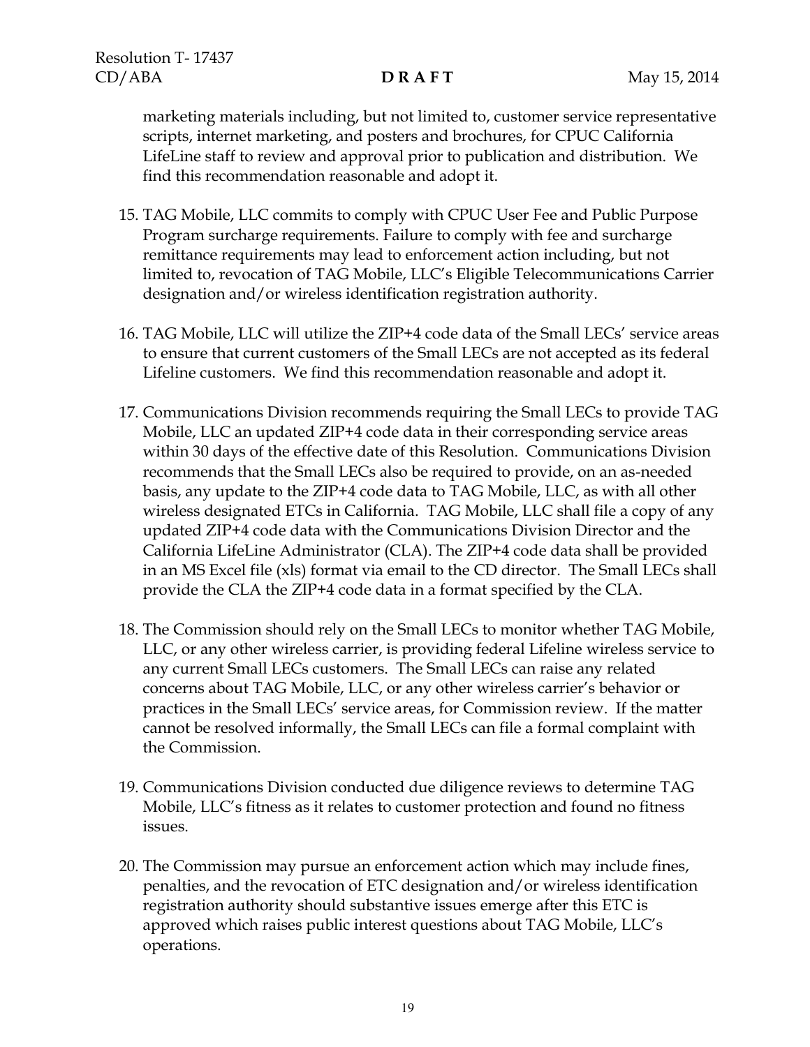marketing materials including, but not limited to, customer service representative scripts, internet marketing, and posters and brochures, for CPUC California LifeLine staff to review and approval prior to publication and distribution. We find this recommendation reasonable and adopt it.

15. TAG Mobile, LLC commits to comply with CPUC User Fee and Public Purpose Program surcharge requirements. Failure to comply with fee and surcharge remittance requirements may lead to enforcement action including, but not limited to, revocation of TAG Mobile, LLC's Eligible Telecommunications Carrier designation and/or wireless identification registration authority.

16. TAG Mobile, LLC will utilize the ZIP+4 code data of the Small LECs' service areas to ensure that current customers of the Small LECs are not accepted as its federal Lifeline customers. We find this recommendation reasonable and adopt it.

17. Communications Division recommends requiring the Small LECs to provide TAG Mobile, LLC an updated ZIP+4 code data in their corresponding service areas within 30 days of the effective date of this Resolution. Communications Division recommends that the Small LECs also be required to provide, on an as-needed basis, any update to the ZIP+4 code data to TAG Mobile, LLC, as with all other wireless designated ETCs in California. TAG Mobile, LLC shall file a copy of any updated ZIP+4 code data with the Communications Division Director and the California LifeLine Administrator (CLA). The ZIP+4 code data shall be provided in an MS Excel file (xls) format via email to the CD director. The Small LECs shall provide the CLA the ZIP+4 code data in a format specified by the CLA.

18. The Commission should rely on the Small LECs to monitor whether TAG Mobile, LLC, or any other wireless carrier, is providing federal Lifeline wireless service to any current Small LECs customers. The Small LECs can raise any related concerns about TAG Mobile, LLC, or any other wireless carrier's behavior or practices in the Small LECs' service areas, for Commission review. If the matter cannot be resolved informally, the Small LECs can file a formal complaint with the Commission.

19. Communications Division conducted due diligence reviews to determine TAG Mobile, LLC's fitness as it relates to customer protection and found no fitness issues.

20. The Commission may pursue an enforcement action which may include fines, penalties, and the revocation of ETC designation and/or wireless identification registration authority should substantive issues emerge after this ETC is approved which raises public interest questions about TAG Mobile, LLC's operations.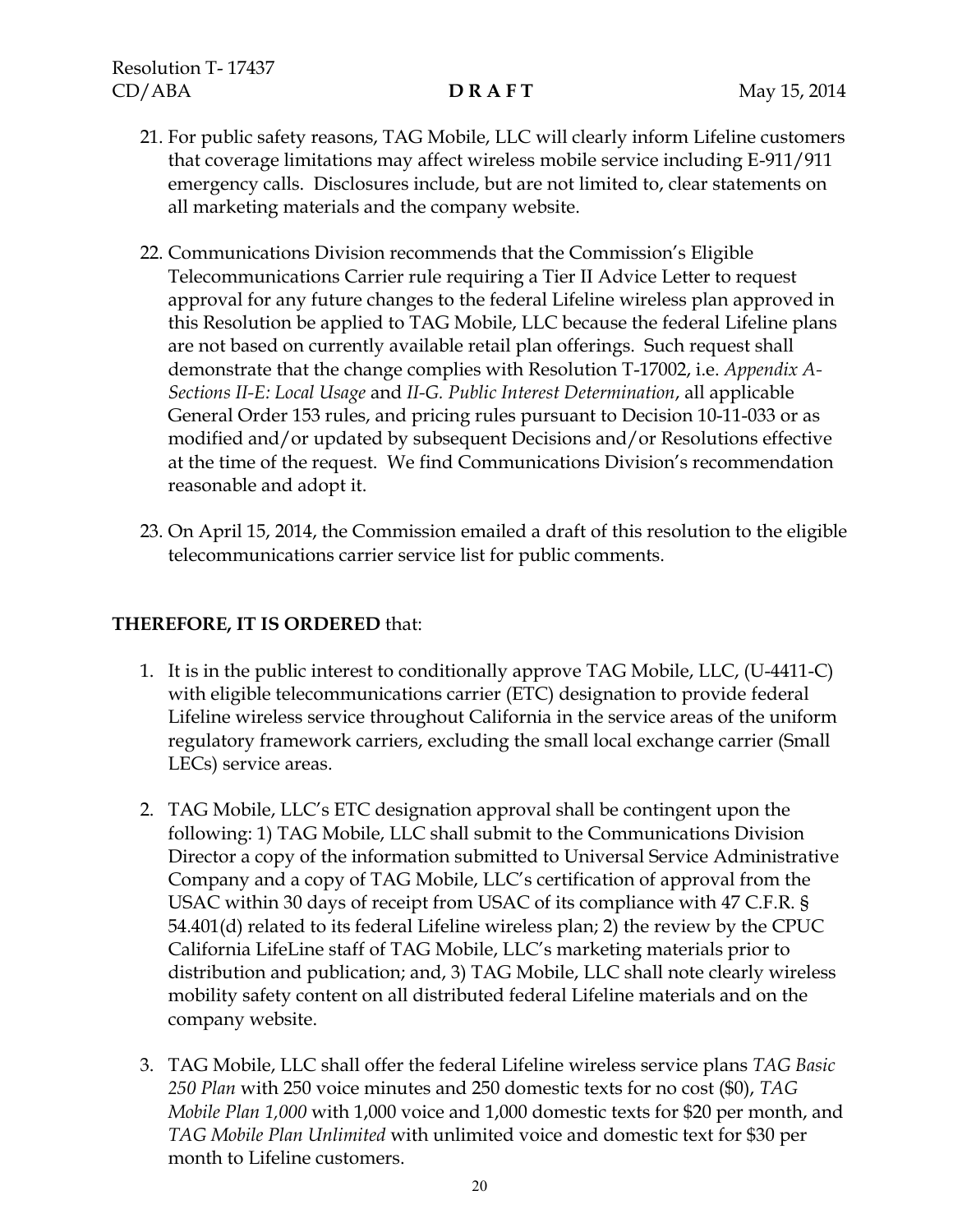21. For public safety reasons, TAG Mobile, LLC will clearly inform Lifeline customers that coverage limitations may affect wireless mobile service including E-911/911 emergency calls. Disclosures include, but are not limited to, clear statements on all marketing materials and the company website.

22. Communications Division recommends that the Commission's Eligible Telecommunications Carrier rule requiring a Tier II Advice Letter to request approval for any future changes to the federal Lifeline wireless plan approved in this Resolution be applied to TAG Mobile, LLC because the federal Lifeline plans are not based on currently available retail plan offerings. Such request shall demonstrate that the change complies with Resolution T-17002, i.e. *Appendix A-Sections II-E: Local Usage* and *II-G. Public Interest Determination*, all applicable General Order 153 rules, and pricing rules pursuant to Decision 10-11-033 or as modified and/or updated by subsequent Decisions and/or Resolutions effective at the time of the request. We find Communications Division's recommendation reasonable and adopt it.

23. On April 15, 2014, the Commission emailed a draft of this resolution to the eligible telecommunications carrier service list for public comments.

**THEREFORE, IT IS ORDERED** that:

1. It is in the public interest to conditionally approve TAG Mobile, LLC, (U-4411-C) with eligible telecommunications carrier (ETC) designation to provide federal Lifeline wireless service throughout California in the service areas of the uniform regulatory framework carriers, excluding the small local exchange carrier (Small LECs) service areas.

2. TAG Mobile, LLC's ETC designation approval shall be contingent upon the following: 1) TAG Mobile, LLC shall submit to the Communications Division Director a copy of the information submitted to Universal Service Administrative Company and a copy of TAG Mobile, LLC's certification of approval from the USAC within 30 days of receipt from USAC of its compliance with 47 C.F.R. § 54.401(d) related to its federal Lifeline wireless plan; 2) the review by the CPUC California LifeLine staff of TAG Mobile, LLC's marketing materials prior to distribution and publication; and, 3) TAG Mobile, LLC shall note clearly wireless mobility safety content on all distributed federal Lifeline materials and on the company website.

3. TAG Mobile, LLC shall offer the federal Lifeline wireless service plans *TAG Basic 250 Plan* with 250 voice minutes and 250 domestic texts for no cost ($0), *TAG Mobile Plan 1,000* with 1,000 voice and 1,000 domestic texts for $20 per month, and *TAG Mobile Plan Unlimited* with unlimited voice and domestic text for $30 per month to Lifeline customers.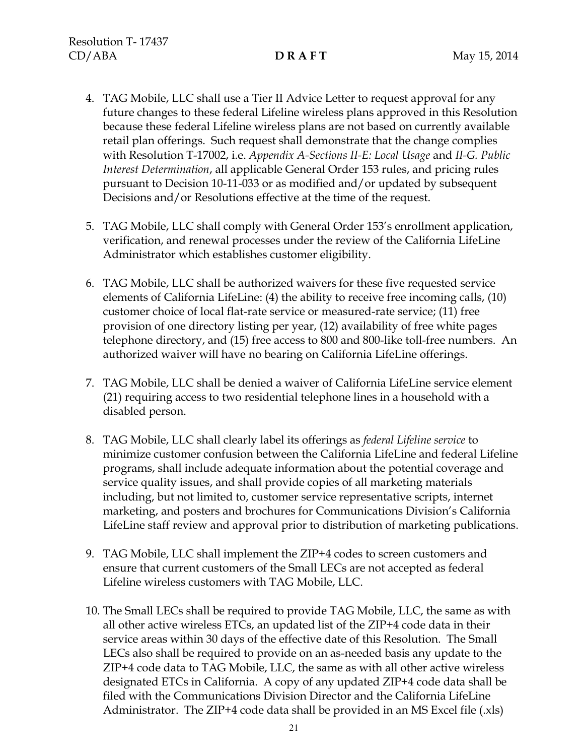4. TAG Mobile, LLC shall use a Tier II Advice Letter to request approval for any future changes to these federal Lifeline wireless plans approved in this Resolution because these federal Lifeline wireless plans are not based on currently available retail plan offerings. Such request shall demonstrate that the change complies with Resolution T-17002, i.e. *Appendix A-Sections II-E: Local Usage* and *II-G. Public Interest Determination*, all applicable General Order 153 rules, and pricing rules pursuant to Decision 10-11-033 or as modified and/or updated by subsequent Decisions and/or Resolutions effective at the time of the request.

5. TAG Mobile, LLC shall comply with General Order 153's enrollment application, verification, and renewal processes under the review of the California LifeLine Administrator which establishes customer eligibility.

6. TAG Mobile, LLC shall be authorized waivers for these five requested service elements of California LifeLine: (4) the ability to receive free incoming calls, (10) customer choice of local flat-rate service or measured-rate service; (11) free provision of one directory listing per year, (12) availability of free white pages telephone directory, and (15) free access to 800 and 800-like toll-free numbers. An authorized waiver will have no bearing on California LifeLine offerings.

7. TAG Mobile, LLC shall be denied a waiver of California LifeLine service element (21) requiring access to two residential telephone lines in a household with a disabled person.

8. TAG Mobile, LLC shall clearly label its offerings as *federal Lifeline service* to minimize customer confusion between the California LifeLine and federal Lifeline programs, shall include adequate information about the potential coverage and service quality issues, and shall provide copies of all marketing materials including, but not limited to, customer service representative scripts, internet marketing, and posters and brochures for Communications Division's California LifeLine staff review and approval prior to distribution of marketing publications.

9. TAG Mobile, LLC shall implement the ZIP+4 codes to screen customers and ensure that current customers of the Small LECs are not accepted as federal Lifeline wireless customers with TAG Mobile, LLC.

10. The Small LECs shall be required to provide TAG Mobile, LLC, the same as with all other active wireless ETCs, an updated list of the ZIP+4 code data in their service areas within 30 days of the effective date of this Resolution. The Small LECs also shall be required to provide on an as-needed basis any update to the ZIP+4 code data to TAG Mobile, LLC, the same as with all other active wireless designated ETCs in California. A copy of any updated ZIP+4 code data shall be filed with the Communications Division Director and the California LifeLine Administrator. The ZIP+4 code data shall be provided in an MS Excel file (.xls)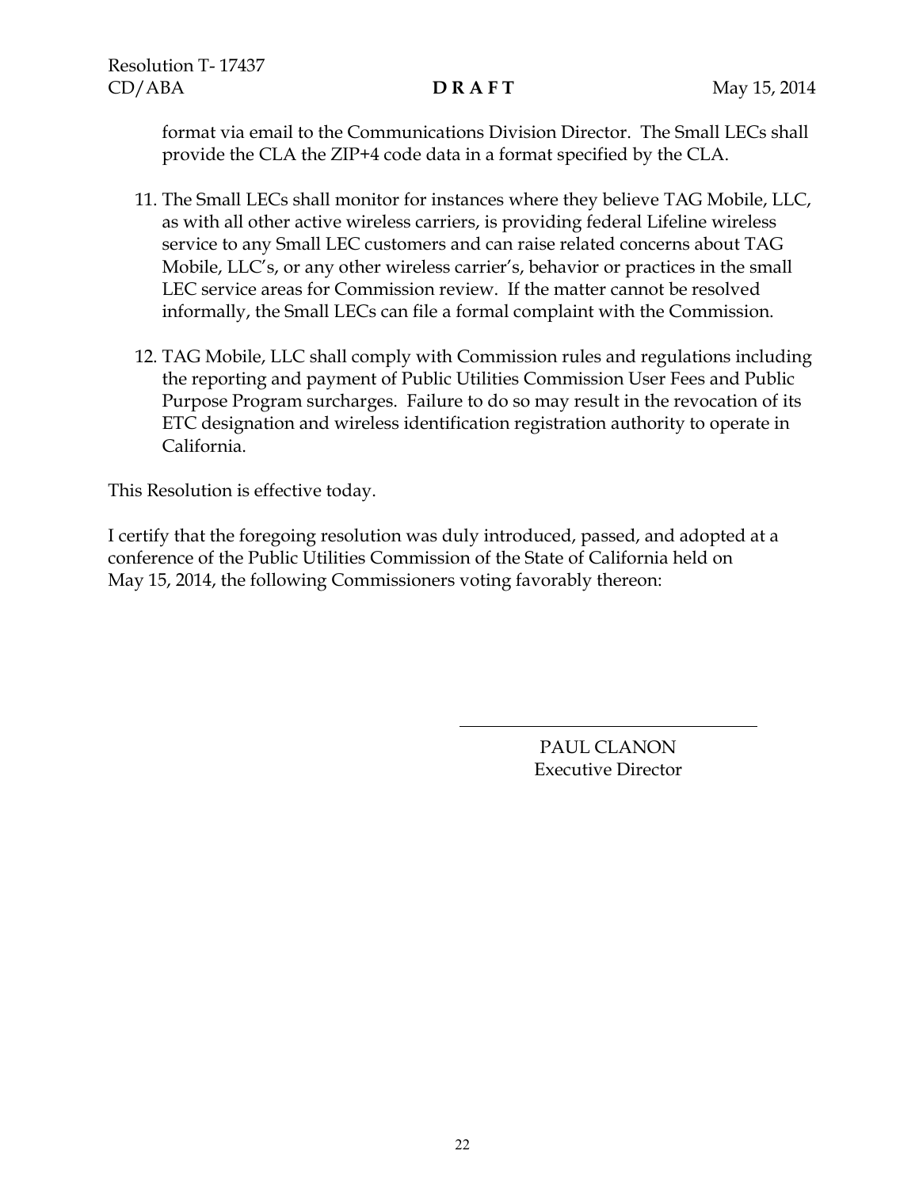format via email to the Communications Division Director. The Small LECs shall provide the CLA the ZIP+4 code data in a format specified by the CLA.

11. The Small LECs shall monitor for instances where they believe TAG Mobile, LLC, as with all other active wireless carriers, is providing federal Lifeline wireless service to any Small LEC customers and can raise related concerns about TAG Mobile, LLC's, or any other wireless carrier's, behavior or practices in the small LEC service areas for Commission review. If the matter cannot be resolved informally, the Small LECs can file a formal complaint with the Commission.

12. TAG Mobile, LLC shall comply with Commission rules and regulations including the reporting and payment of Public Utilities Commission User Fees and Public Purpose Program surcharges. Failure to do so may result in the revocation of its ETC designation and wireless identification registration authority to operate in California.

This Resolution is effective today.

I certify that the foregoing resolution was duly introduced, passed, and adopted at a conference of the Public Utilities Commission of the State of California held on May 15, 2014, the following Commissioners voting favorably thereon:

\_\_\_\_\_\_\_\_\_\_\_\_\_\_\_\_\_\_\_\_\_\_\_\_\_\_\_\_\_\_\_\_\_\_

PAUL CLANON
Executive Director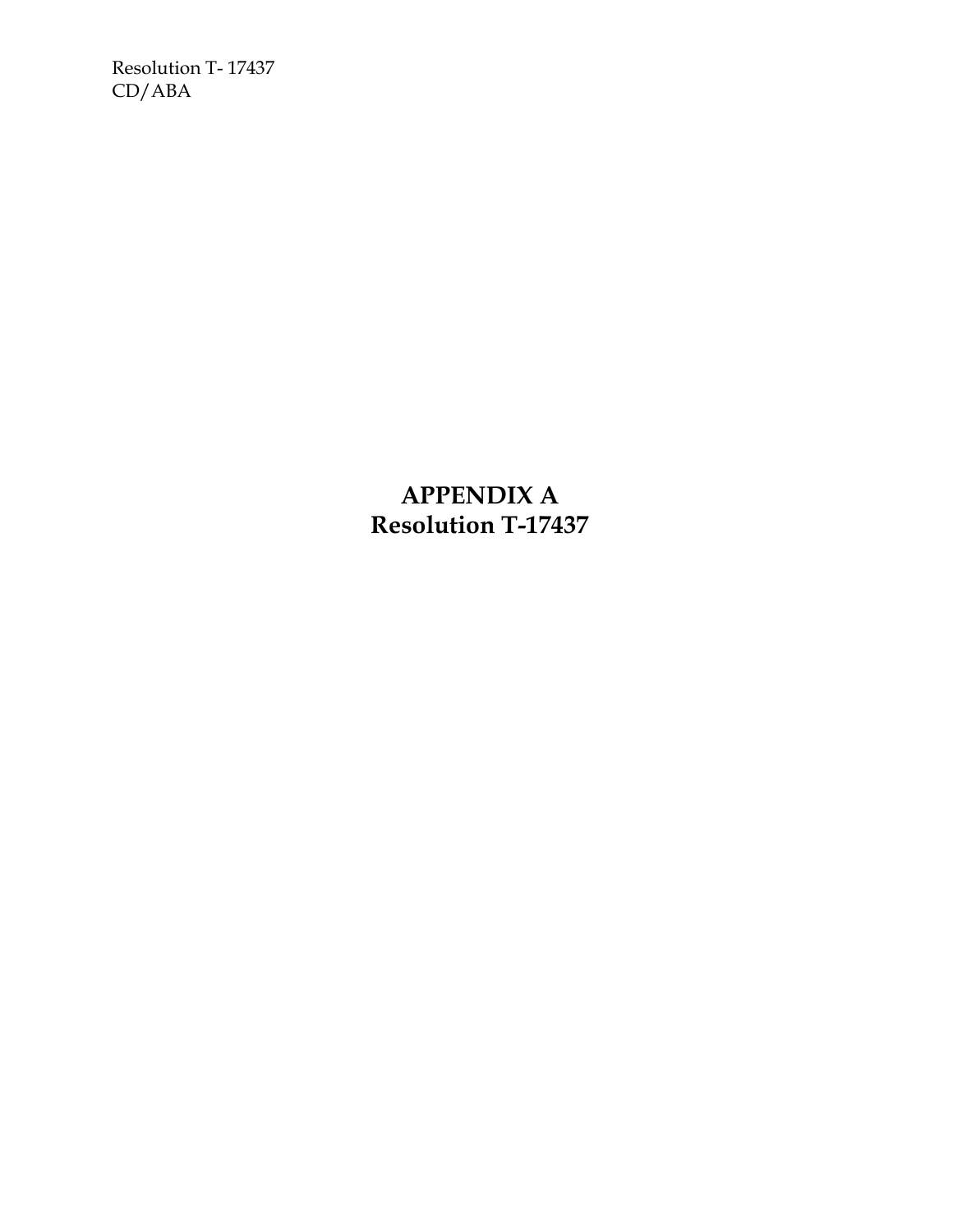# APPENDIX A
# Resolution T-17437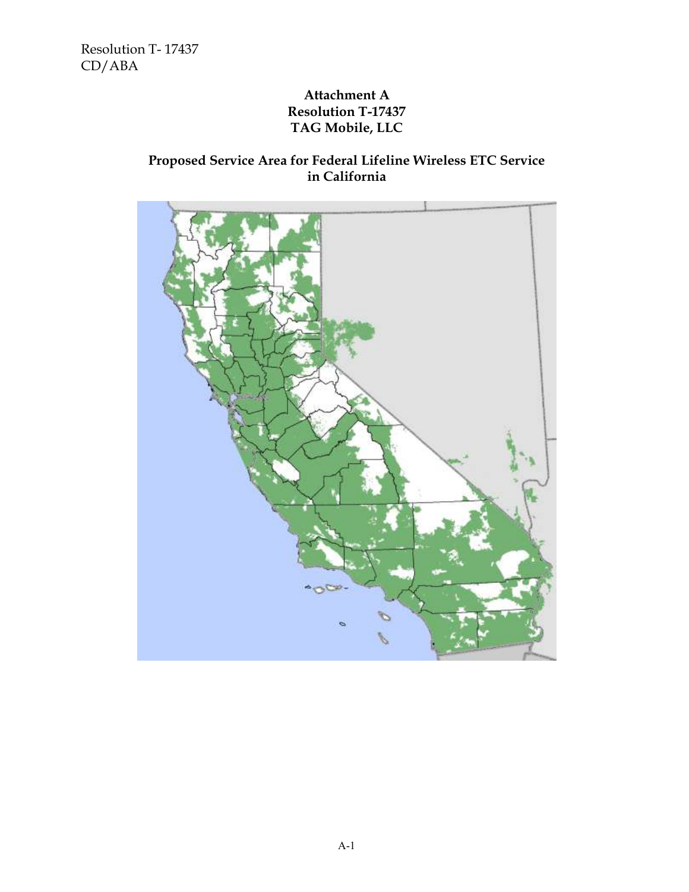**Attachment A**
**Resolution T-17437**
**TAG Mobile, LLC**

**Proposed Service Area for Federal Lifeline Wireless ETC Service in California**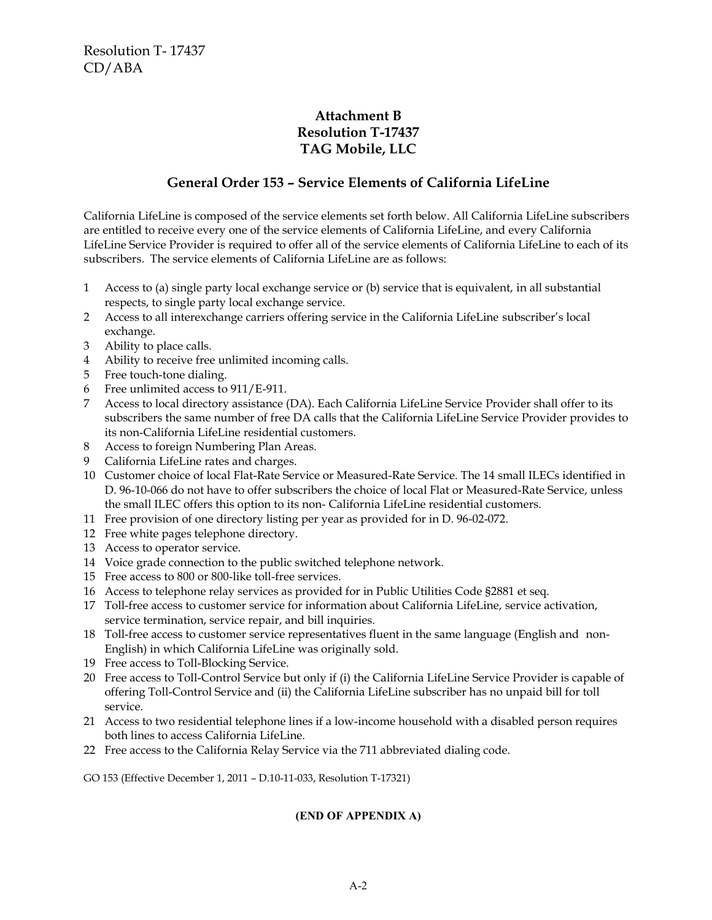**Attachment B**
**Resolution T-17437**
**TAG Mobile, LLC**

## General Order 153 – Service Elements of California LifeLine

California LifeLine is composed of the service elements set forth below. All California LifeLine subscribers are entitled to receive every one of the service elements of California LifeLine, and every California LifeLine Service Provider is required to offer all of the service elements of California LifeLine to each of its subscribers. The service elements of California LifeLine are as follows:

1. Access to (a) single party local exchange service or (b) service that is equivalent, in all substantial respects, to single party local exchange service.
2. Access to all interexchange carriers offering service in the California LifeLine subscriber's local exchange.
3. Ability to place calls.
4. Ability to receive free unlimited incoming calls.
5. Free touch-tone dialing.
6. Free unlimited access to 911/E-911.
7. Access to local directory assistance (DA). Each California LifeLine Service Provider shall offer to its subscribers the same number of free DA calls that the California LifeLine Service Provider provides to its non-California LifeLine residential customers.
8. Access to foreign Numbering Plan Areas.
9. California LifeLine rates and charges.
10. Customer choice of local Flat-Rate Service or Measured-Rate Service. The 14 small ILECs identified in D. 96-10-066 do not have to offer subscribers the choice of local Flat or Measured-Rate Service, unless the small ILEC offers this option to its non- California LifeLine residential customers.
11. Free provision of one directory listing per year as provided for in D. 96-02-072.
12. Free white pages telephone directory.
13. Access to operator service.
14. Voice grade connection to the public switched telephone network.
15. Free access to 800 or 800-like toll-free services.
16. Access to telephone relay services as provided for in Public Utilities Code §2881 et seq.
17. Toll-free access to customer service for information about California LifeLine, service activation, service termination, service repair, and bill inquiries.
18. Toll-free access to customer service representatives fluent in the same language (English and non-English) in which California LifeLine was originally sold.
19. Free access to Toll-Blocking Service.
20. Free access to Toll-Control Service but only if (i) the California LifeLine Service Provider is capable of offering Toll-Control Service and (ii) the California LifeLine subscriber has no unpaid bill for toll service.
21. Access to two residential telephone lines if a low-income household with a disabled person requires both lines to access California LifeLine.
22. Free access to the California Relay Service via the 711 abbreviated dialing code.

GO 153 (Effective December 1, 2011 – D.10-11-033, Resolution T-17321)

**(END OF APPENDIX A)**